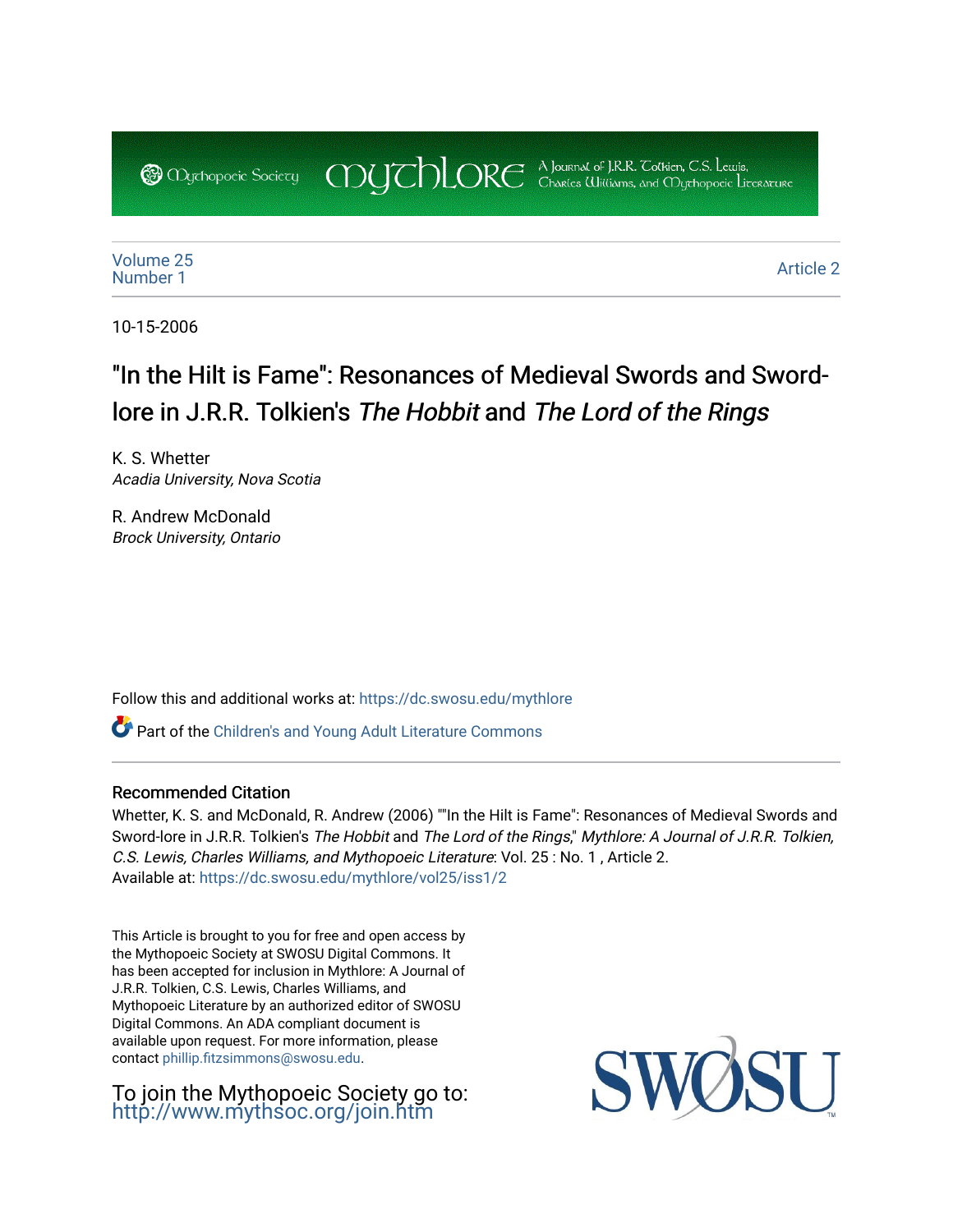Mythopoeic Society | Mythlore | A Journal of J.R.R. Tolkien, C.S. Lewis, Charles Williams, and Mythopoeic Literature

Volume 25
Number 1

Article 2

10-15-2006

# "In the Hilt is Fame": Resonances of Medieval Swords and Sword-lore in J.R.R. Tolkien's *The Hobbit* and *The Lord of the Rings*

K. S. Whetter
*Acadia University, Nova Scotia*

R. Andrew McDonald
*Brock University, Ontario*

Follow this and additional works at: https://dc.swosu.edu/mythlore

Part of the Children's and Young Adult Literature Commons

## Recommended Citation

Whetter, K. S. and McDonald, R. Andrew (2006) ""In the Hilt is Fame": Resonances of Medieval Swords and Sword-lore in J.R.R. Tolkien's *The Hobbit* and *The Lord of the Rings*," *Mythlore: A Journal of J.R.R. Tolkien, C.S. Lewis, Charles Williams, and Mythopoeic Literature*: Vol. 25 : No. 1 , Article 2.
Available at: https://dc.swosu.edu/mythlore/vol25/iss1/2

This Article is brought to you for free and open access by the Mythopoeic Society at SWOSU Digital Commons. It has been accepted for inclusion in Mythlore: A Journal of J.R.R. Tolkien, C.S. Lewis, Charles Williams, and Mythopoeic Literature by an authorized editor of SWOSU Digital Commons. An ADA compliant document is available upon request. For more information, please contact phillip.fitzsimmons@swosu.edu.

To join the Mythopoeic Society go to: http://www.mythsoc.org/join.htm

SWOSU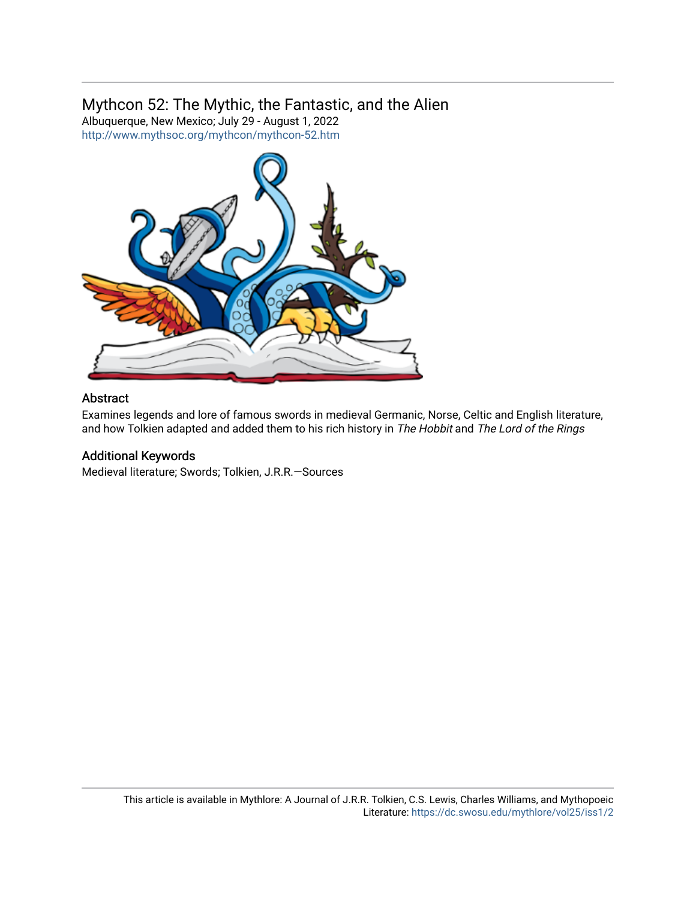## Mythcon 52: The Mythic, the Fantastic, and the Alien

Albuquerque, New Mexico; July 29 - August 1, 2022

http://www.mythsoc.org/mythcon/mythcon-52.htm

### Abstract

Examines legends and lore of famous swords in medieval Germanic, Norse, Celtic and English literature, and how Tolkien adapted and added them to his rich history in *The Hobbit* and *The Lord of the Rings*

### Additional Keywords

Medieval literature; Swords; Tolkien, J.R.R.—Sources

This article is available in Mythlore: A Journal of J.R.R. Tolkien, C.S. Lewis, Charles Williams, and Mythopoeic Literature: https://dc.swosu.edu/mythlore/vol25/iss1/2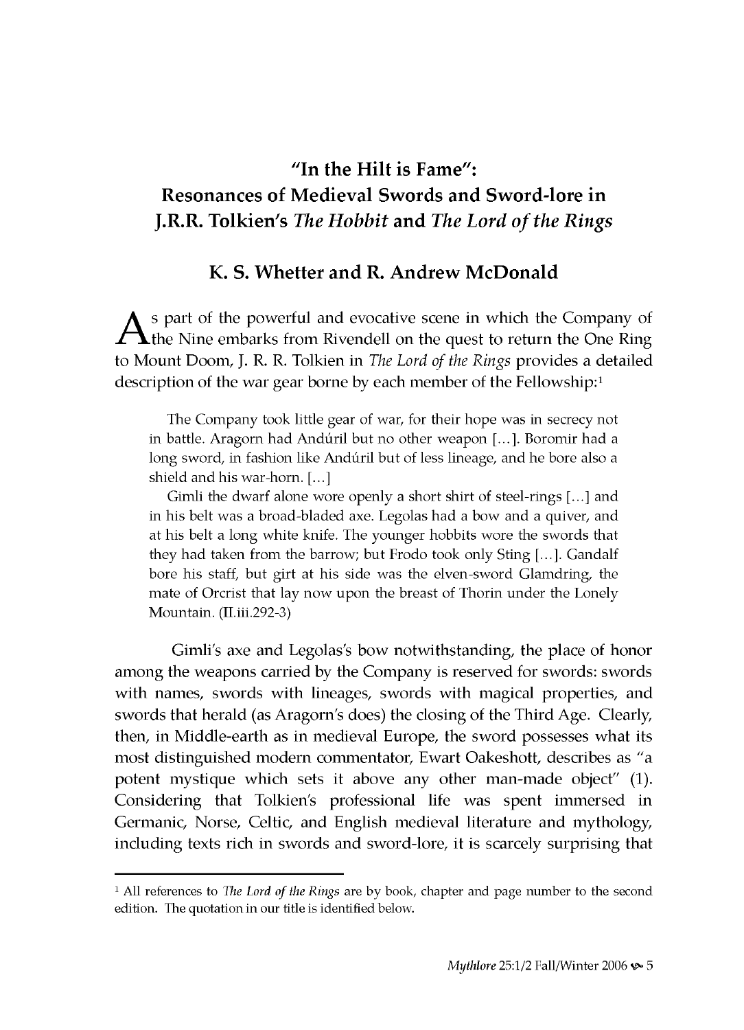# "In the Hilt is Fame": Resonances of Medieval Swords and Sword-lore in J.R.R. Tolkien's *The Hobbit* and *The Lord of the Rings*

## K. S. Whetter and R. Andrew McDonald

As part of the powerful and evocative scene in which the Company of the Nine embarks from Rivendell on the quest to return the One Ring to Mount Doom, J. R. R. Tolkien in *The Lord of the Rings* provides a detailed description of the war gear borne by each member of the Fellowship:[1]

> The Company took little gear of war, for their hope was in secrecy not in battle. Aragorn had Andúril but no other weapon [...]. Boromir had a long sword, in fashion like Andúril but of less lineage, and he bore also a shield and his war-horn. [...]
>
> Gimli the dwarf alone wore openly a short shirt of steel-rings [...] and in his belt was a broad-bladed axe. Legolas had a bow and a quiver, and at his belt a long white knife. The younger hobbits wore the swords that they had taken from the barrow; but Frodo took only Sting [...]. Gandalf bore his staff, but girt at his side was the elven-sword Glamdring, the mate of Orcrist that lay now upon the breast of Thorin under the Lonely Mountain. (II.iii.292-3)

Gimli's axe and Legolas's bow notwithstanding, the place of honor among the weapons carried by the Company is reserved for swords: swords with names, swords with lineages, swords with magical properties, and swords that herald (as Aragorn's does) the closing of the Third Age. Clearly, then, in Middle-earth as in medieval Europe, the sword possesses what its most distinguished modern commentator, Ewart Oakeshott, describes as "a potent mystique which sets it above any other man-made object" (1). Considering that Tolkien's professional life was spent immersed in Germanic, Norse, Celtic, and English medieval literature and mythology, including texts rich in swords and sword-lore, it is scarcely surprising that

---

[1] All references to *The Lord of the Rings* are by book, chapter and page number to the second edition. The quotation in our title is identified below.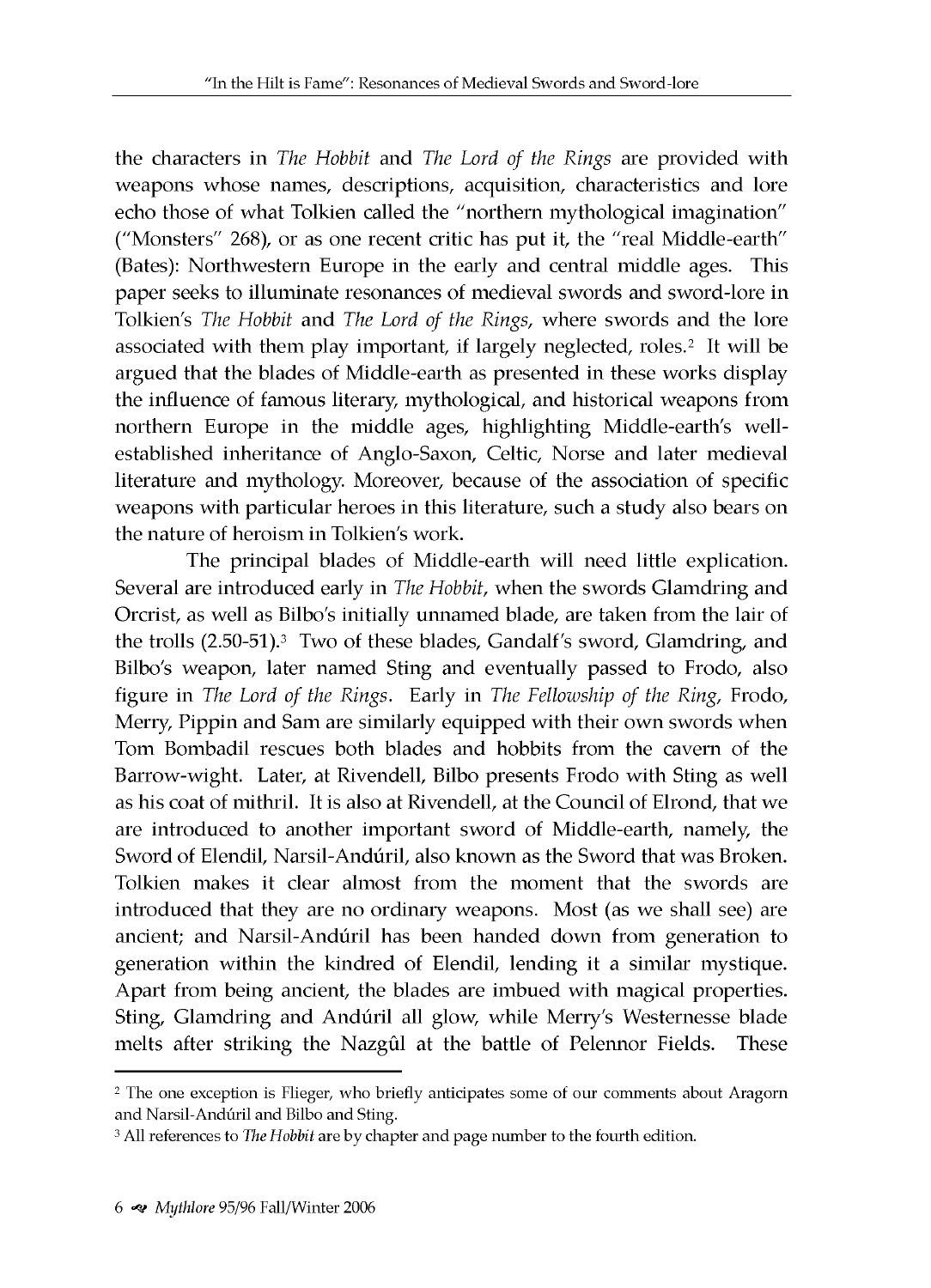the characters in *The Hobbit* and *The Lord of the Rings* are provided with weapons whose names, descriptions, acquisition, characteristics and lore echo those of what Tolkien called the "northern mythological imagination" ("Monsters" 268), or as one recent critic has put it, the "real Middle-earth" (Bates): Northwestern Europe in the early and central middle ages. This paper seeks to illuminate resonances of medieval swords and sword-lore in Tolkien's *The Hobbit* and *The Lord of the Rings*, where swords and the lore associated with them play important, if largely neglected, roles.[2] It will be argued that the blades of Middle-earth as presented in these works display the influence of famous literary, mythological, and historical weapons from northern Europe in the middle ages, highlighting Middle-earth's well-established inheritance of Anglo-Saxon, Celtic, Norse and later medieval literature and mythology. Moreover, because of the association of specific weapons with particular heroes in this literature, such a study also bears on the nature of heroism in Tolkien's work.

The principal blades of Middle-earth will need little explication. Several are introduced early in *The Hobbit*, when the swords Glamdring and Orcrist, as well as Bilbo's initially unnamed blade, are taken from the lair of the trolls (2.50-51).[3] Two of these blades, Gandalf's sword, Glamdring, and Bilbo's weapon, later named Sting and eventually passed to Frodo, also figure in *The Lord of the Rings*. Early in *The Fellowship of the Ring*, Frodo, Merry, Pippin and Sam are similarly equipped with their own swords when Tom Bombadil rescues both blades and hobbits from the cavern of the Barrow-wight. Later, at Rivendell, Bilbo presents Frodo with Sting as well as his coat of mithril. It is also at Rivendell, at the Council of Elrond, that we are introduced to another important sword of Middle-earth, namely, the Sword of Elendil, Narsil-Andúril, also known as the Sword that was Broken. Tolkien makes it clear almost from the moment that the swords are introduced that they are no ordinary weapons. Most (as we shall see) are ancient; and Narsil-Andúril has been handed down from generation to generation within the kindred of Elendil, lending it a similar mystique. Apart from being ancient, the blades are imbued with magical properties. Sting, Glamdring and Andúril all glow, while Merry's Westernesse blade melts after striking the Nazgûl at the battle of Pelennor Fields. These

---

[2] The one exception is Flieger, who briefly anticipates some of our comments about Aragorn and Narsil-Andúril and Bilbo and Sting.

[3] All references to *The Hobbit* are by chapter and page number to the fourth edition.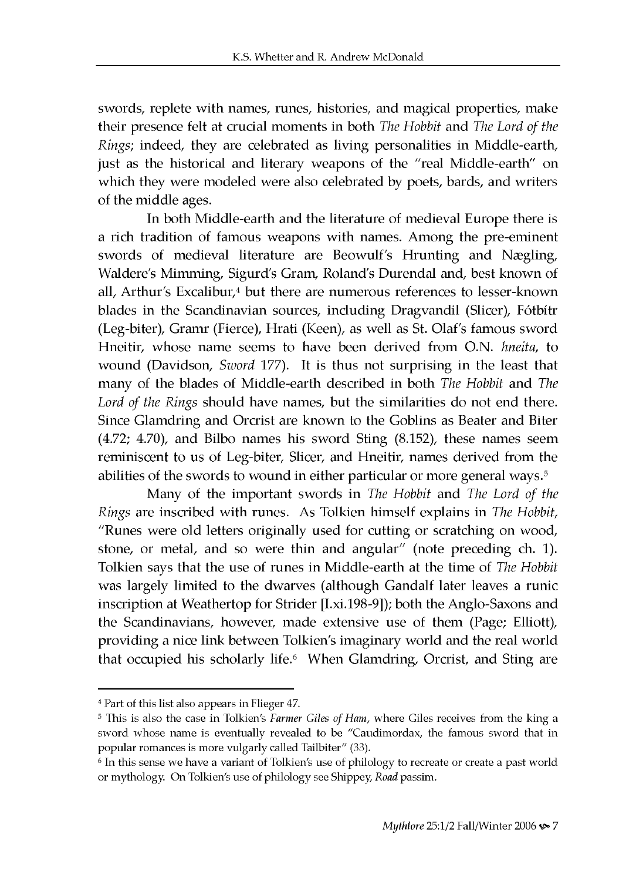swords, replete with names, runes, histories, and magical properties, make their presence felt at crucial moments in both *The Hobbit* and *The Lord of the Rings*; indeed, they are celebrated as living personalities in Middle-earth, just as the historical and literary weapons of the "real Middle-earth" on which they were modeled were also celebrated by poets, bards, and writers of the middle ages.

In both Middle-earth and the literature of medieval Europe there is a rich tradition of famous weapons with names. Among the pre-eminent swords of medieval literature are Beowulf's Hrunting and Nægling, Waldere's Mimming, Sigurd's Gram, Roland's Durendal and, best known of all, Arthur's Excalibur,[4] but there are numerous references to lesser-known blades in the Scandinavian sources, including Dragvandil (Slicer), Fótbítr (Leg-biter), Gramr (Fierce), Hrati (Keen), as well as St. Olaf's famous sword Hneitir, whose name seems to have been derived from O.N. *hneita*, to wound (Davidson, *Sword* 177). It is thus not surprising in the least that many of the blades of Middle-earth described in both *The Hobbit* and *The Lord of the Rings* should have names, but the similarities do not end there. Since Glamdring and Orcrist are known to the Goblins as Beater and Biter (4.72; 4.70), and Bilbo names his sword Sting (8.152), these names seem reminiscent to us of Leg-biter, Slicer, and Hneitir, names derived from the abilities of the swords to wound in either particular or more general ways.[5]

Many of the important swords in *The Hobbit* and *The Lord of the Rings* are inscribed with runes. As Tolkien himself explains in *The Hobbit*, "Runes were old letters originally used for cutting or scratching on wood, stone, or metal, and so were thin and angular" (note preceding ch. 1). Tolkien says that the use of runes in Middle-earth at the time of *The Hobbit* was largely limited to the dwarves (although Gandalf later leaves a runic inscription at Weathertop for Strider [I.xi.198-9]); both the Anglo-Saxons and the Scandinavians, however, made extensive use of them (Page; Elliott), providing a nice link between Tolkien's imaginary world and the real world that occupied his scholarly life.[6] When Glamdring, Orcrist, and Sting are

---

[4] Part of this list also appears in Flieger 47.

[5] This is also the case in Tolkien's *Farmer Giles of Ham*, where Giles receives from the king a sword whose name is eventually revealed to be "Caudimordax, the famous sword that in popular romances is more vulgarly called Tailbiter" (33).

[6] In this sense we have a variant of Tolkien's use of philology to recreate or create a past world or mythology. On Tolkien's use of philology see Shippey, *Road* passim.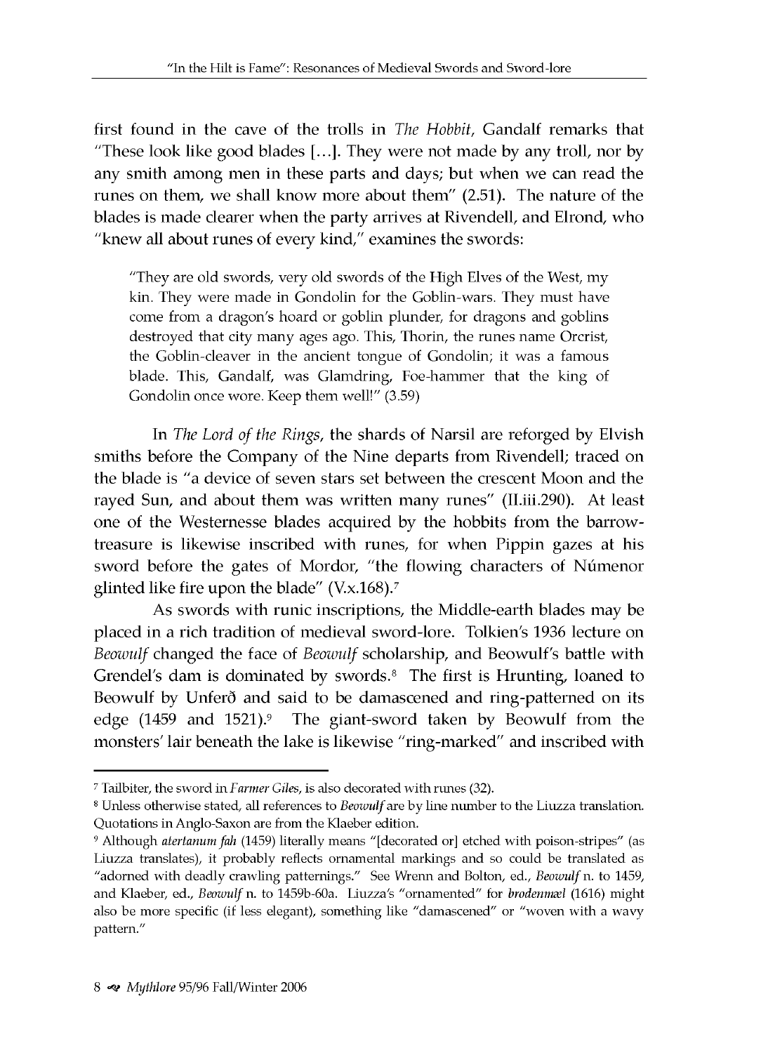first found in the cave of the trolls in *The Hobbit*, Gandalf remarks that "These look like good blades […]. They were not made by any troll, nor by any smith among men in these parts and days; but when we can read the runes on them, we shall know more about them" (2.51). The nature of the blades is made clearer when the party arrives at Rivendell, and Elrond, who "knew all about runes of every kind," examines the swords:

> "They are old swords, very old swords of the High Elves of the West, my kin. They were made in Gondolin for the Goblin-wars. They must have come from a dragon's hoard or goblin plunder, for dragons and goblins destroyed that city many ages ago. This, Thorin, the runes name Orcrist, the Goblin-cleaver in the ancient tongue of Gondolin; it was a famous blade. This, Gandalf, was Glamdring, Foe-hammer that the king of Gondolin once wore. Keep them well!" (3.59)

In *The Lord of the Rings*, the shards of Narsil are reforged by Elvish smiths before the Company of the Nine departs from Rivendell; traced on the blade is "a device of seven stars set between the crescent Moon and the rayed Sun, and about them was written many runes" (II.iii.290). At least one of the Westernesse blades acquired by the hobbits from the barrow-treasure is likewise inscribed with runes, for when Pippin gazes at his sword before the gates of Mordor, "the flowing characters of Númenor glinted like fire upon the blade" (V.x.168).[7]

As swords with runic inscriptions, the Middle-earth blades may be placed in a rich tradition of medieval sword-lore. Tolkien's 1936 lecture on *Beowulf* changed the face of *Beowulf* scholarship, and Beowulf's battle with Grendel's dam is dominated by swords.[8] The first is Hrunting, loaned to Beowulf by Unferð and said to be damascened and ring-patterned on its edge (1459 and 1521).[9] The giant-sword taken by Beowulf from the monsters' lair beneath the lake is likewise "ring-marked" and inscribed with

---

[7] Tailbiter, the sword in *Farmer Giles*, is also decorated with runes (32).

[8] Unless otherwise stated, all references to *Beowulf* are by line number to the Liuzza translation. Quotations in Anglo-Saxon are from the Klaeber edition.

[9] Although *atertanum fah* (1459) literally means "[decorated or] etched with poison-stripes" (as Liuzza translates), it probably reflects ornamental markings and so could be translated as "adorned with deadly crawling patternings." See Wrenn and Bolton, ed., *Beowulf* n. to 1459, and Klaeber, ed., *Beowulf* n. to 1459b-60a. Liuzza's "ornamented" for *brodenmæl* (1616) might also be more specific (if less elegant), something like "damascened" or "woven with a wavy pattern."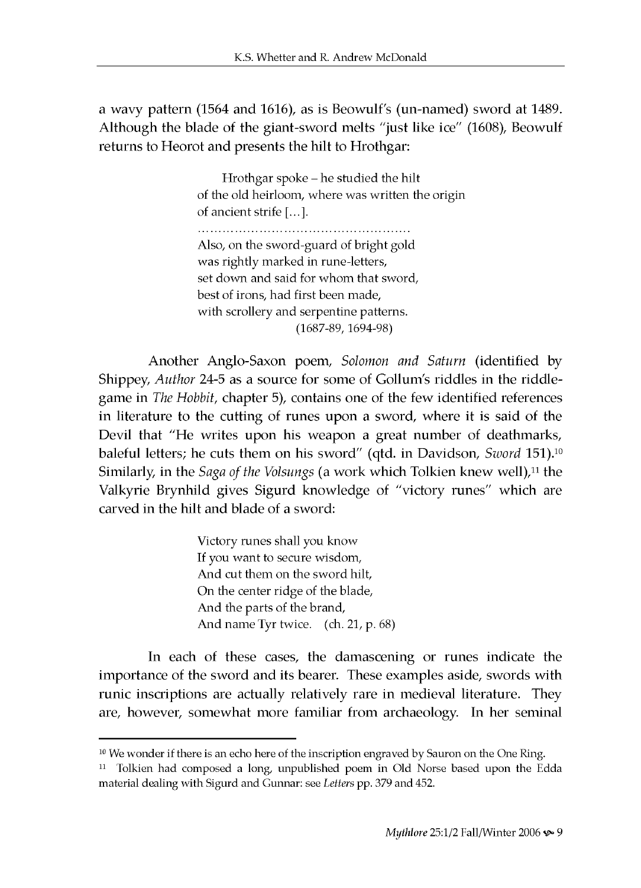a wavy pattern (1564 and 1616), as is Beowulf's (un-named) sword at 1489. Although the blade of the giant-sword melts "just like ice" (1608), Beowulf returns to Heorot and presents the hilt to Hrothgar:

> Hrothgar spoke – he studied the hilt
> of the old heirloom, where was written the origin
> of ancient strife [...].
> ..................................................
> Also, on the sword-guard of bright gold
> was rightly marked in rune-letters,
> set down and said for whom that sword,
> best of irons, had first been made,
> with scrollery and serpentine patterns.
> (1687-89, 1694-98)

Another Anglo-Saxon poem, *Solomon and Saturn* (identified by Shippey, *Author* 24-5 as a source for some of Gollum's riddles in the riddle-game in *The Hobbit*, chapter 5), contains one of the few identified references in literature to the cutting of runes upon a sword, where it is said of the Devil that "He writes upon his weapon a great number of deathmarks, baleful letters; he cuts them on his sword" (qtd. in Davidson, *Sword* 151).[10] Similarly, in the *Saga of the Volsungs* (a work which Tolkien knew well),[11] the Valkyrie Brynhild gives Sigurd knowledge of "victory runes" which are carved in the hilt and blade of a sword:

> Victory runes shall you know
> If you want to secure wisdom,
> And cut them on the sword hilt,
> On the center ridge of the blade,
> And the parts of the brand,
> And name Tyr twice. (ch. 21, p. 68)

In each of these cases, the damascening or runes indicate the importance of the sword and its bearer. These examples aside, swords with runic inscriptions are actually relatively rare in medieval literature. They are, however, somewhat more familiar from archaeology. In her seminal

---

[10] We wonder if there is an echo here of the inscription engraved by Sauron on the One Ring.

[11] Tolkien had composed a long, unpublished poem in Old Norse based upon the Edda material dealing with Sigurd and Gunnar: see *Letters* pp. 379 and 452.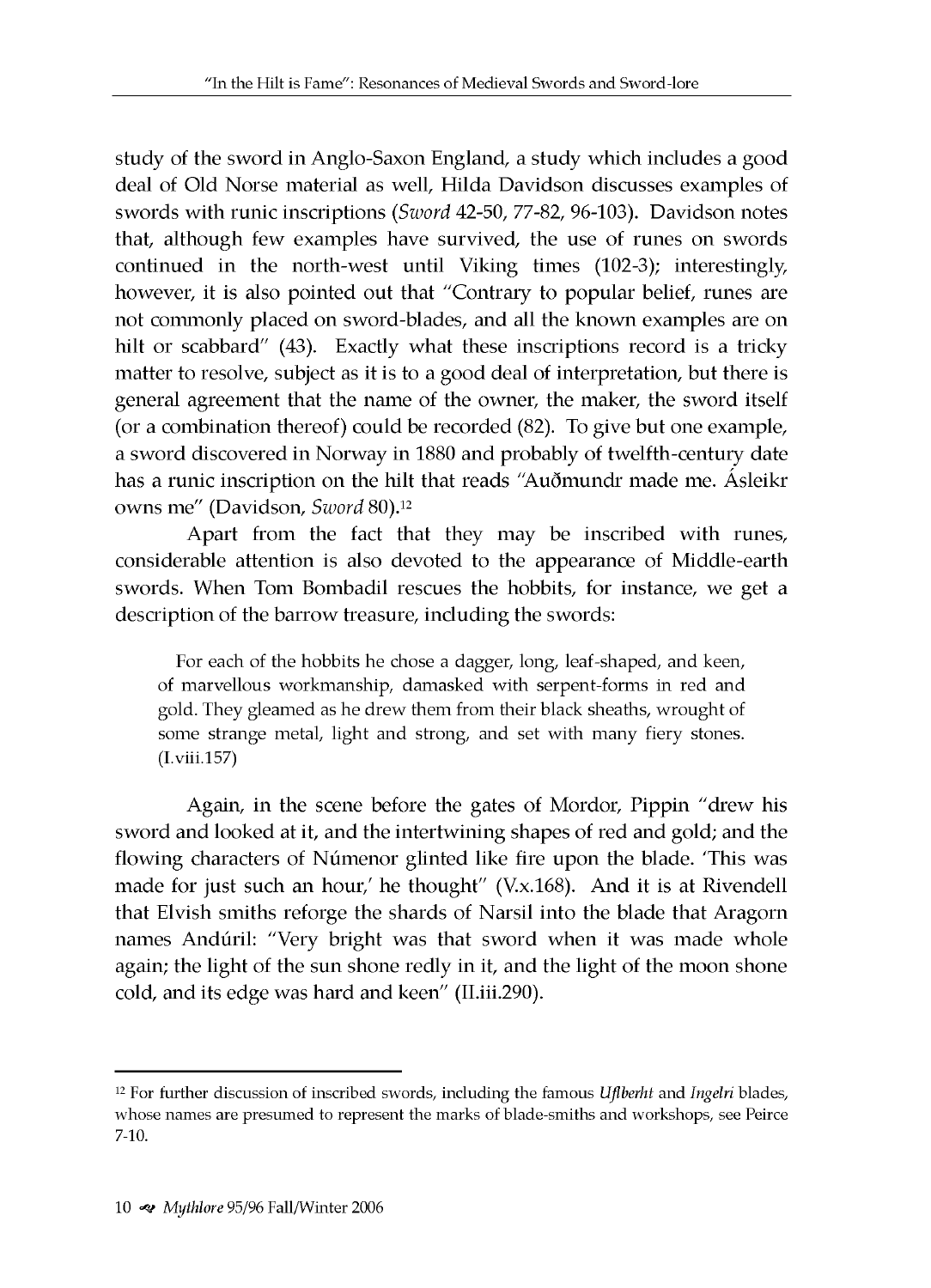study of the sword in Anglo-Saxon England, a study which includes a good deal of Old Norse material as well, Hilda Davidson discusses examples of swords with runic inscriptions (*Sword* 42-50, 77-82, 96-103). Davidson notes that, although few examples have survived, the use of runes on swords continued in the north-west until Viking times (102-3); interestingly, however, it is also pointed out that "Contrary to popular belief, runes are not commonly placed on sword-blades, and all the known examples are on hilt or scabbard" (43). Exactly what these inscriptions record is a tricky matter to resolve, subject as it is to a good deal of interpretation, but there is general agreement that the name of the owner, the maker, the sword itself (or a combination thereof) could be recorded (82). To give but one example, a sword discovered in Norway in 1880 and probably of twelfth-century date has a runic inscription on the hilt that reads "Auðmundr made me. Ásleikr owns me" (Davidson, *Sword* 80).[12]

Apart from the fact that they may be inscribed with runes, considerable attention is also devoted to the appearance of Middle-earth swords. When Tom Bombadil rescues the hobbits, for instance, we get a description of the barrow treasure, including the swords:

> For each of the hobbits he chose a dagger, long, leaf-shaped, and keen, of marvellous workmanship, damasked with serpent-forms in red and gold. They gleamed as he drew them from their black sheaths, wrought of some strange metal, light and strong, and set with many fiery stones. (I.viii.157)

Again, in the scene before the gates of Mordor, Pippin "drew his sword and looked at it, and the intertwining shapes of red and gold; and the flowing characters of Númenor glinted like fire upon the blade. 'This was made for just such an hour,' he thought" (V.x.168). And it is at Rivendell that Elvish smiths reforge the shards of Narsil into the blade that Aragorn names Andúril: "Very bright was that sword when it was made whole again; the light of the sun shone redly in it, and the light of the moon shone cold, and its edge was hard and keen" (II.iii.290).

---

[12] For further discussion of inscribed swords, including the famous *Ulfberht* and *Ingelri* blades, whose names are presumed to represent the marks of blade-smiths and workshops, see Peirce 7-10.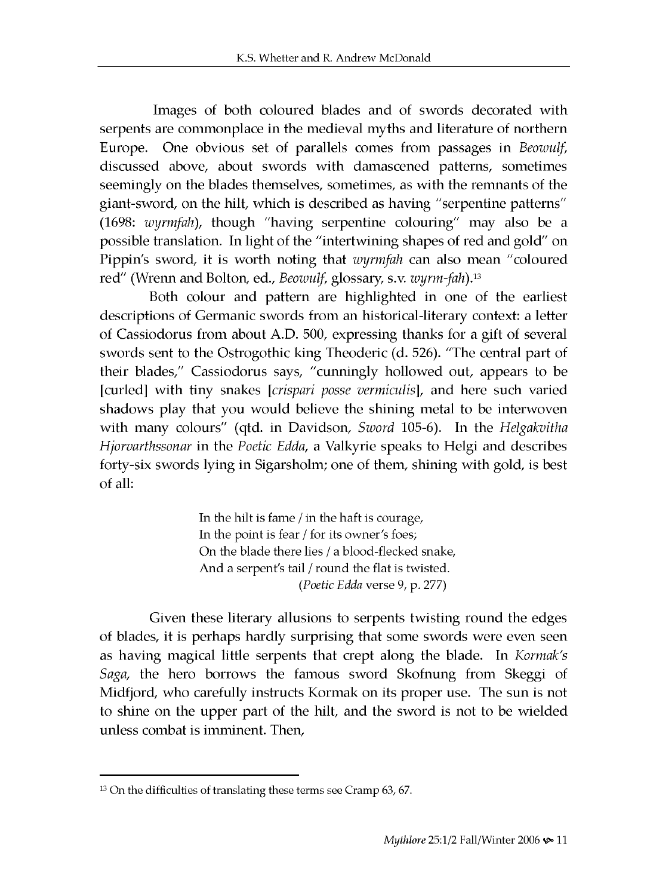Images of both coloured blades and of swords decorated with serpents are commonplace in the medieval myths and literature of northern Europe. One obvious set of parallels comes from passages in *Beowulf*, discussed above, about swords with damascened patterns, sometimes seemingly on the blades themselves, sometimes, as with the remnants of the giant-sword, on the hilt, which is described as having "serpentine patterns" (1698: *wyrmfah*), though "having serpentine colouring" may also be a possible translation. In light of the "intertwining shapes of red and gold" on Pippin's sword, it is worth noting that *wyrmfah* can also mean "coloured red" (Wrenn and Bolton, ed., *Beowulf*, glossary, s.v. *wyrm-fah*).[13]

Both colour and pattern are highlighted in one of the earliest descriptions of Germanic swords from an historical-literary context: a letter of Cassiodorus from about A.D. 500, expressing thanks for a gift of several swords sent to the Ostrogothic king Theoderic (d. 526). "The central part of their blades," Cassiodorus says, "cunningly hollowed out, appears to be [curled] with tiny snakes [*crispari posse vermiculis*], and here such varied shadows play that you would believe the shining metal to be interwoven with many colours" (qtd. in Davidson, *Sword* 105-6). In the *Helgakvitha Hjorvarthssonar* in the *Poetic Edda*, a Valkyrie speaks to Helgi and describes forty-six swords lying in Sigarsholm; one of them, shining with gold, is best of all:

> In the hilt is fame / in the haft is courage,
> In the point is fear / for its owner's foes;
> On the blade there lies / a blood-flecked snake,
> And a serpent's tail / round the flat is twisted.
>
> (*Poetic Edda* verse 9, p. 277)

Given these literary allusions to serpents twisting round the edges of blades, it is perhaps hardly surprising that some swords were even seen as having magical little serpents that crept along the blade. In *Kormak's Saga*, the hero borrows the famous sword Skofnung from Skeggi of Midfjord, who carefully instructs Kormak on its proper use. The sun is not to shine on the upper part of the hilt, and the sword is not to be wielded unless combat is imminent. Then,

---

[13] On the difficulties of translating these terms see Cramp 63, 67.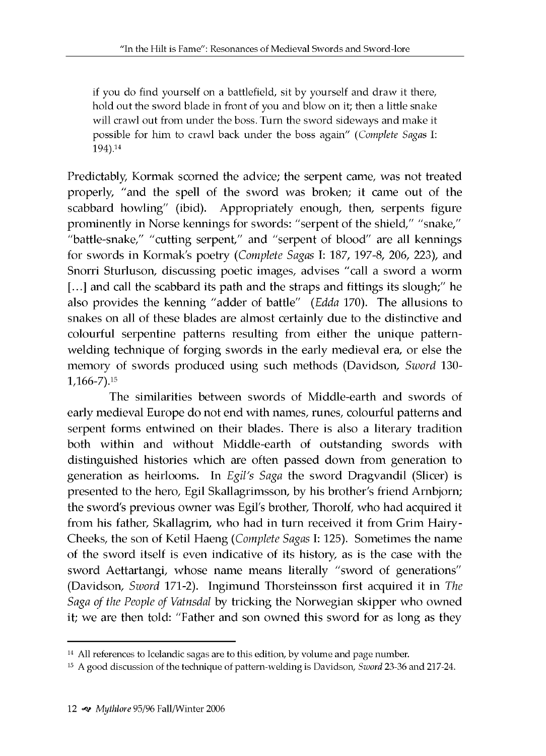> if you do find yourself on a battlefield, sit by yourself and draw it there, hold out the sword blade in front of you and blow on it; then a little snake will crawl out from under the boss. Turn the sword sideways and make it possible for him to crawl back under the boss again" (*Complete Sagas* I: 194).[14]

Predictably, Kormak scorned the advice; the serpent came, was not treated properly, "and the spell of the sword was broken; it came out of the scabbard howling" (ibid). Appropriately enough, then, serpents figure prominently in Norse kennings for swords: "serpent of the shield," "snake," "battle-snake," "cutting serpent," and "serpent of blood" are all kennings for swords in Kormak's poetry (*Complete Sagas* I: 187, 197-8, 206, 223), and Snorri Sturluson, discussing poetic images, advises "call a sword a worm [...] and call the scabbard its path and the straps and fittings its slough;" he also provides the kenning "adder of battle" (*Edda* 170). The allusions to snakes on all of these blades are almost certainly due to the distinctive and colourful serpentine patterns resulting from either the unique pattern-welding technique of forging swords in the early medieval era, or else the memory of swords produced using such methods (Davidson, *Sword* 130-1,166-7).[15]

The similarities between swords of Middle-earth and swords of early medieval Europe do not end with names, runes, colourful patterns and serpent forms entwined on their blades. There is also a literary tradition both within and without Middle-earth of outstanding swords with distinguished histories which are often passed down from generation to generation as heirlooms. In *Egil's Saga* the sword Dragvandil (Slicer) is presented to the hero, Egil Skallagrimsson, by his brother's friend Arnbjorn; the sword's previous owner was Egil's brother, Thorolf, who had acquired it from his father, Skallagrim, who had in turn received it from Grim Hairy-Cheeks, the son of Ketil Haeng (*Complete Sagas* I: 125). Sometimes the name of the sword itself is even indicative of its history, as is the case with the sword Aettartangi, whose name means literally "sword of generations" (Davidson, *Sword* 171-2). Ingimund Thorsteinsson first acquired it in *The Saga of the People of Vatnsdal* by tricking the Norwegian skipper who owned it; we are then told: "Father and son owned this sword for as long as they

---

[14] All references to Icelandic sagas are to this edition, by volume and page number.

[15] A good discussion of the technique of pattern-welding is Davidson, *Sword* 23-36 and 217-24.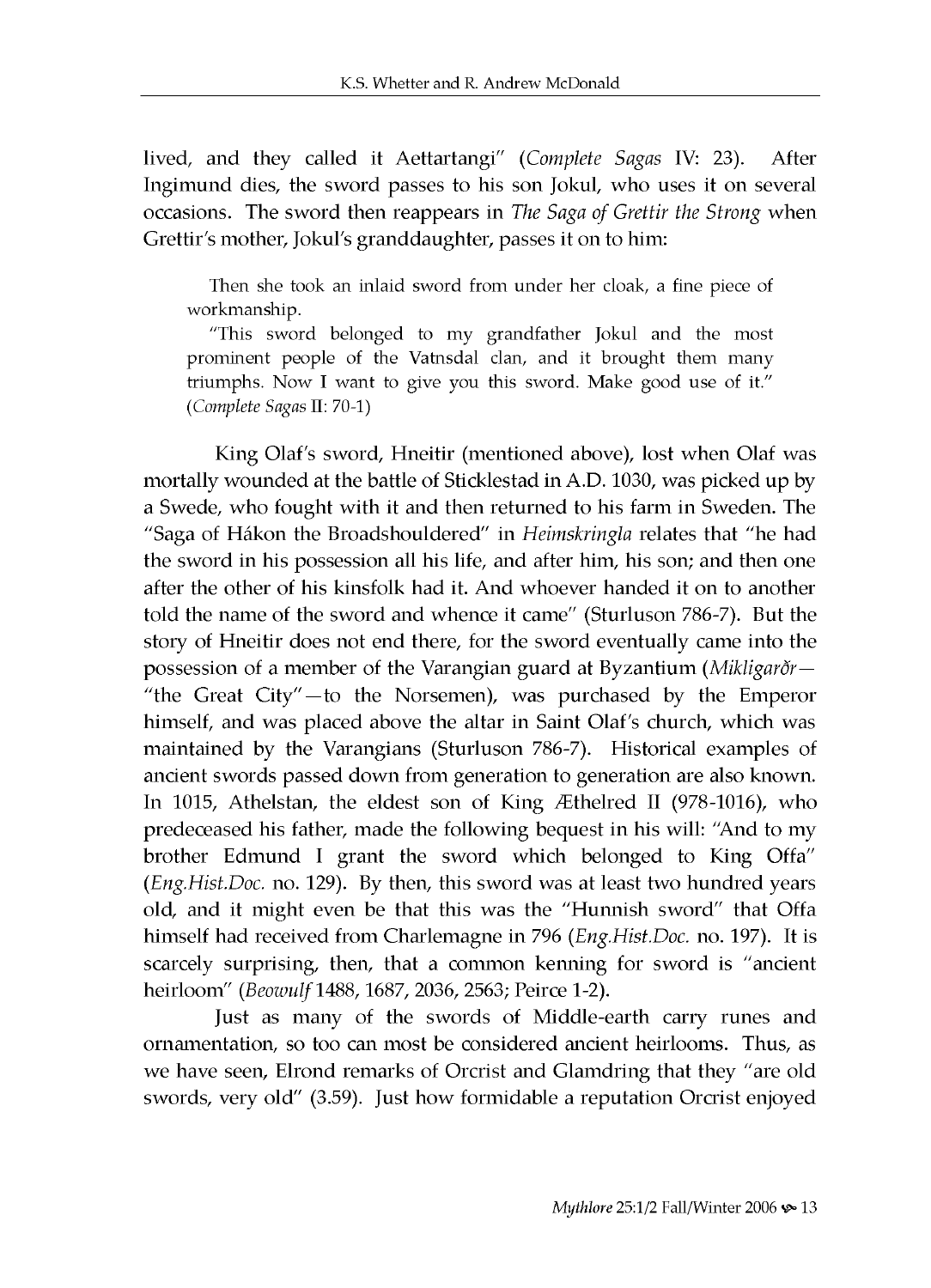lived, and they called it Aettartangi" (*Complete Sagas* IV: 23). After Ingimund dies, the sword passes to his son Jokul, who uses it on several occasions. The sword then reappears in *The Saga of Grettir the Strong* when Grettir's mother, Jokul's granddaughter, passes it on to him:

> Then she took an inlaid sword from under her cloak, a fine piece of workmanship.
>
> "This sword belonged to my grandfather Jokul and the most prominent people of the Vatnsdal clan, and it brought them many triumphs. Now I want to give you this sword. Make good use of it." (*Complete Sagas* II: 70-1)

King Olaf's sword, Hneitir (mentioned above), lost when Olaf was mortally wounded at the battle of Sticklestad in A.D. 1030, was picked up by a Swede, who fought with it and then returned to his farm in Sweden. The "Saga of Hákon the Broadshouldered" in *Heimskringla* relates that "he had the sword in his possession all his life, and after him, his son; and then one after the other of his kinsfolk had it. And whoever handed it on to another told the name of the sword and whence it came" (Sturluson 786-7). But the story of Hneitir does not end there, for the sword eventually came into the possession of a member of the Varangian guard at Byzantium (*Mikligarðr*—"the Great City"—to the Norsemen), was purchased by the Emperor himself, and was placed above the altar in Saint Olaf's church, which was maintained by the Varangians (Sturluson 786-7). Historical examples of ancient swords passed down from generation to generation are also known. In 1015, Athelstan, the eldest son of King Æthelred II (978-1016), who predeceased his father, made the following bequest in his will: "And to my brother Edmund I grant the sword which belonged to King Offa" (*Eng.Hist.Doc.* no. 129). By then, this sword was at least two hundred years old, and it might even be that this was the "Hunnish sword" that Offa himself had received from Charlemagne in 796 (*Eng.Hist.Doc.* no. 197). It is scarcely surprising, then, that a common kenning for sword is "ancient heirloom" (*Beowulf* 1488, 1687, 2036, 2563; Peirce 1-2).

Just as many of the swords of Middle-earth carry runes and ornamentation, so too can most be considered ancient heirlooms. Thus, as we have seen, Elrond remarks of Orcrist and Glamdring that they "are old swords, very old" (3.59). Just how formidable a reputation Orcrist enjoyed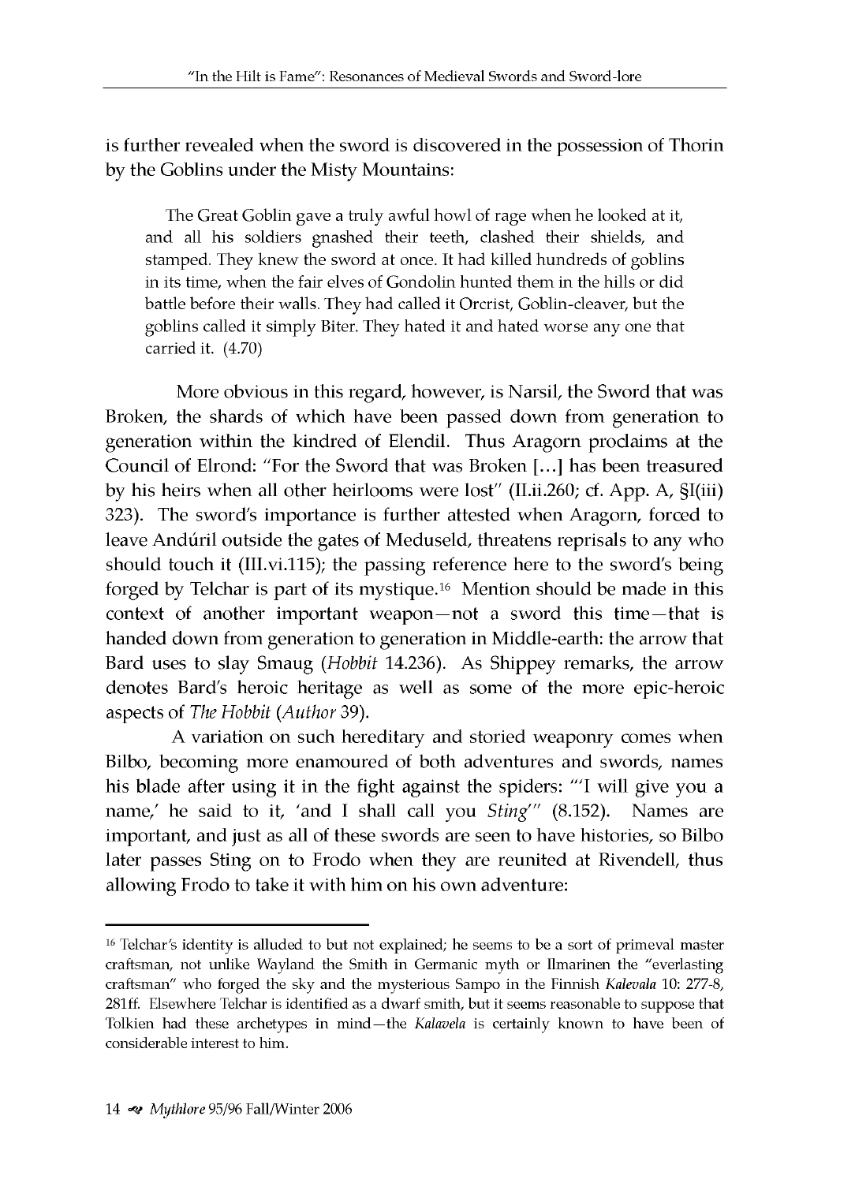is further revealed when the sword is discovered in the possession of Thorin by the Goblins under the Misty Mountains:

> The Great Goblin gave a truly awful howl of rage when he looked at it, and all his soldiers gnashed their teeth, clashed their shields, and stamped. They knew the sword at once. It had killed hundreds of goblins in its time, when the fair elves of Gondolin hunted them in the hills or did battle before their walls. They had called it Orcrist, Goblin-cleaver, but the goblins called it simply Biter. They hated it and hated worse any one that carried it. (4.70)

More obvious in this regard, however, is Narsil, the Sword that was Broken, the shards of which have been passed down from generation to generation within the kindred of Elendil. Thus Aragorn proclaims at the Council of Elrond: "For the Sword that was Broken [...] has been treasured by his heirs when all other heirlooms were lost" (II.ii.260; cf. App. A, §I(iii) 323). The sword's importance is further attested when Aragorn, forced to leave Andúril outside the gates of Meduseld, threatens reprisals to any who should touch it (III.vi.115); the passing reference here to the sword's being forged by Telchar is part of its mystique.[16] Mention should be made in this context of another important weapon—not a sword this time—that is handed down from generation to generation in Middle-earth: the arrow that Bard uses to slay Smaug (*Hobbit* 14.236). As Shippey remarks, the arrow denotes Bard's heroic heritage as well as some of the more epic-heroic aspects of *The Hobbit* (*Author* 39).

A variation on such hereditary and storied weaponry comes when Bilbo, becoming more enamoured of both adventures and swords, names his blade after using it in the fight against the spiders: "'I will give you a name,' he said to it, 'and I shall call you *Sting*'" (8.152). Names are important, and just as all of these swords are seen to have histories, so Bilbo later passes Sting on to Frodo when they are reunited at Rivendell, thus allowing Frodo to take it with him on his own adventure:

---

[16] Telchar's identity is alluded to but not explained; he seems to be a sort of primeval master craftsman, not unlike Wayland the Smith in Germanic myth or Ilmarinen the "everlasting craftsman" who forged the sky and the mysterious Sampo in the Finnish *Kalevala* 10: 277-8, 281ff. Elsewhere Telchar is identified as a dwarf smith, but it seems reasonable to suppose that Tolkien had these archetypes in mind—the *Kalavela* is certainly known to have been of considerable interest to him.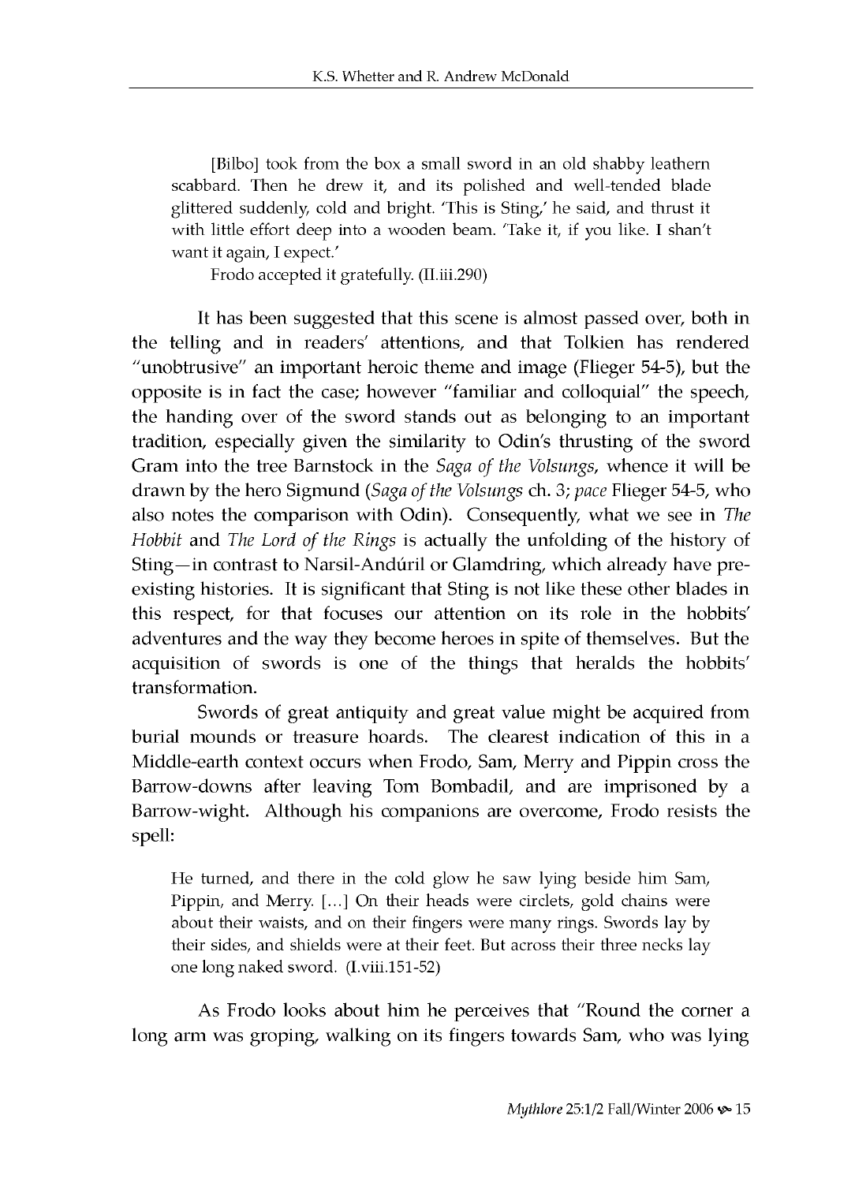> [Bilbo] took from the box a small sword in an old shabby leathern scabbard. Then he drew it, and its polished and well-tended blade glittered suddenly, cold and bright. 'This is Sting,' he said, and thrust it with little effort deep into a wooden beam. 'Take it, if you like. I shan't want it again, I expect.'
>
> Frodo accepted it gratefully. (II.iii.290)

It has been suggested that this scene is almost passed over, both in the telling and in readers' attentions, and that Tolkien has rendered "unobtrusive" an important heroic theme and image (Flieger 54-5), but the opposite is in fact the case; however "familiar and colloquial" the speech, the handing over of the sword stands out as belonging to an important tradition, especially given the similarity to Odin's thrusting of the sword Gram into the tree Barnstock in the *Saga of the Volsungs*, whence it will be drawn by the hero Sigmund (*Saga of the Volsungs* ch. 3; *pace* Flieger 54-5, who also notes the comparison with Odin). Consequently, what we see in *The Hobbit* and *The Lord of the Rings* is actually the unfolding of the history of Sting—in contrast to Narsil-Andúril or Glamdring, which already have pre-existing histories. It is significant that Sting is not like these other blades in this respect, for that focuses our attention on its role in the hobbits' adventures and the way they become heroes in spite of themselves. But the acquisition of swords is one of the things that heralds the hobbits' transformation.

Swords of great antiquity and great value might be acquired from burial mounds or treasure hoards. The clearest indication of this in a Middle-earth context occurs when Frodo, Sam, Merry and Pippin cross the Barrow-downs after leaving Tom Bombadil, and are imprisoned by a Barrow-wight. Although his companions are overcome, Frodo resists the spell:

> He turned, and there in the cold glow he saw lying beside him Sam, Pippin, and Merry. [...] On their heads were circlets, gold chains were about their waists, and on their fingers were many rings. Swords lay by their sides, and shields were at their feet. But across their three necks lay one long naked sword. (I.viii.151-52)

As Frodo looks about him he perceives that "Round the corner a long arm was groping, walking on its fingers towards Sam, who was lying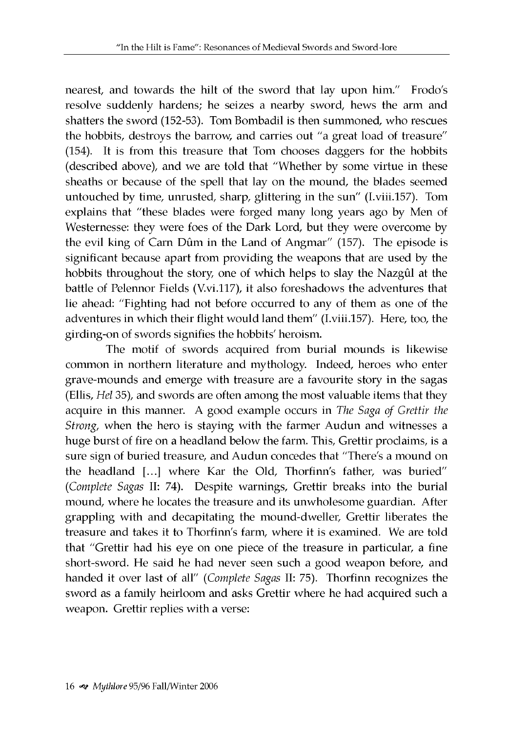nearest, and towards the hilt of the sword that lay upon him." Frodo's resolve suddenly hardens; he seizes a nearby sword, hews the arm and shatters the sword (152-53). Tom Bombadil is then summoned, who rescues the hobbits, destroys the barrow, and carries out "a great load of treasure" (154). It is from this treasure that Tom chooses daggers for the hobbits (described above), and we are told that "Whether by some virtue in these sheaths or because of the spell that lay on the mound, the blades seemed untouched by time, unrusted, sharp, glittering in the sun" (I.viii.157). Tom explains that "these blades were forged many long years ago by Men of Westernesse: they were foes of the Dark Lord, but they were overcome by the evil king of Carn Dûm in the Land of Angmar" (157). The episode is significant because apart from providing the weapons that are used by the hobbits throughout the story, one of which helps to slay the Nazgûl at the battle of Pelennor Fields (V.vi.117), it also foreshadows the adventures that lie ahead: "Fighting had not before occurred to any of them as one of the adventures in which their flight would land them" (I.viii.157). Here, too, the girding-on of swords signifies the hobbits' heroism.

The motif of swords acquired from burial mounds is likewise common in northern literature and mythology. Indeed, heroes who enter grave-mounds and emerge with treasure are a favourite story in the sagas (Ellis, *Hel* 35), and swords are often among the most valuable items that they acquire in this manner. A good example occurs in *The Saga of Grettir the Strong*, when the hero is staying with the farmer Audun and witnesses a huge burst of fire on a headland below the farm. This, Grettir proclaims, is a sure sign of buried treasure, and Audun concedes that "There's a mound on the headland [...] where Kar the Old, Thorfinn's father, was buried" (*Complete Sagas* II: 74). Despite warnings, Grettir breaks into the burial mound, where he locates the treasure and its unwholesome guardian. After grappling with and decapitating the mound-dweller, Grettir liberates the treasure and takes it to Thorfinn's farm, where it is examined. We are told that "Grettir had his eye on one piece of the treasure in particular, a fine short-sword. He said he had never seen such a good weapon before, and handed it over last of all" (*Complete Sagas* II: 75). Thorfinn recognizes the sword as a family heirloom and asks Grettir where he had acquired such a weapon. Grettir replies with a verse: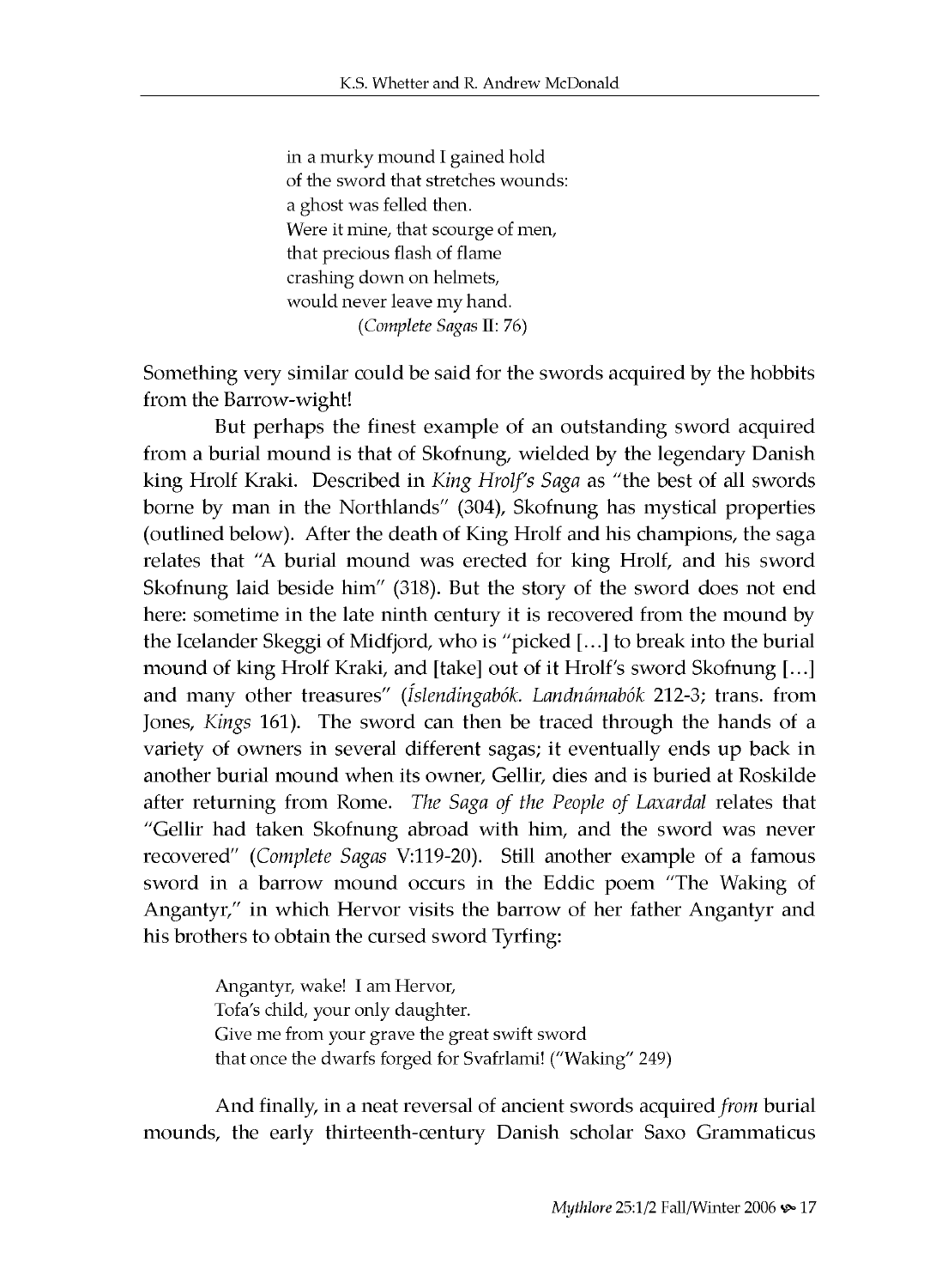> in a murky mound I gained hold
> of the sword that stretches wounds:
> a ghost was felled then.
> Were it mine, that scourge of men,
> that precious flash of flame
> crashing down on helmets,
> would never leave my hand.
> (*Complete Sagas* II: 76)

Something very similar could be said for the swords acquired by the hobbits from the Barrow-wight!

But perhaps the finest example of an outstanding sword acquired from a burial mound is that of Skofnung, wielded by the legendary Danish king Hrolf Kraki. Described in *King Hrolf's Saga* as "the best of all swords borne by man in the Northlands" (304), Skofnung has mystical properties (outlined below). After the death of King Hrolf and his champions, the saga relates that "A burial mound was erected for king Hrolf, and his sword Skofnung laid beside him" (318). But the story of the sword does not end here: sometime in the late ninth century it is recovered from the mound by the Icelander Skeggi of Midfjord, who is "picked [...] to break into the burial mound of king Hrolf Kraki, and [take] out of it Hrolf's sword Skofnung [...] and many other treasures" (*Íslendingabók. Landnámabók* 212-3; trans. from Jones, *Kings* 161). The sword can then be traced through the hands of a variety of owners in several different sagas; it eventually ends up back in another burial mound when its owner, Gellir, dies and is buried at Roskilde after returning from Rome. *The Saga of the People of Laxardal* relates that "Gellir had taken Skofnung abroad with him, and the sword was never recovered" (*Complete Sagas* V:119-20). Still another example of a famous sword in a barrow mound occurs in the Eddic poem "The Waking of Angantyr," in which Hervor visits the barrow of her father Angantyr and his brothers to obtain the cursed sword Tyrfing:

> Angantyr, wake! I am Hervor,
> Tofa's child, your only daughter.
> Give me from your grave the great swift sword
> that once the dwarfs forged for Svafrlami! ("Waking" 249)

And finally, in a neat reversal of ancient swords acquired *from* burial mounds, the early thirteenth-century Danish scholar Saxo Grammaticus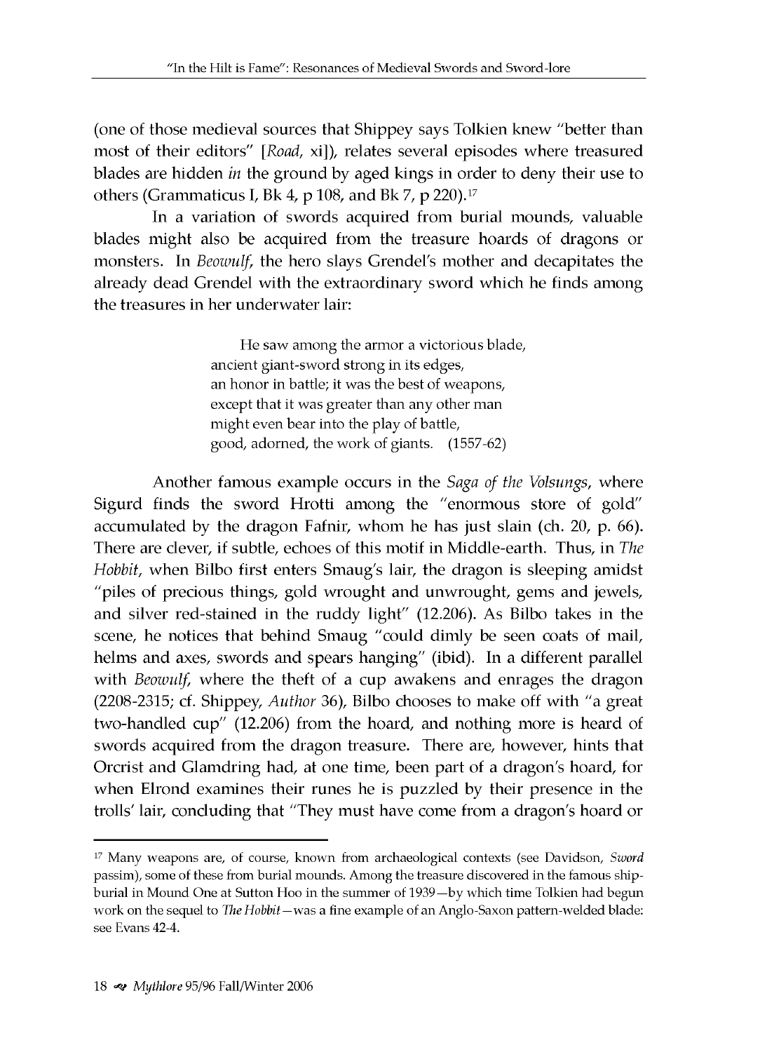(one of those medieval sources that Shippey says Tolkien knew "better than most of their editors" [*Road*, xi]), relates several episodes where treasured blades are hidden *in* the ground by aged kings in order to deny their use to others (Grammaticus I, Bk 4, p 108, and Bk 7, p 220).[17]

In a variation of swords acquired from burial mounds, valuable blades might also be acquired from the treasure hoards of dragons or monsters. In *Beowulf*, the hero slays Grendel's mother and decapitates the already dead Grendel with the extraordinary sword which he finds among the treasures in her underwater lair:

> He saw among the armor a victorious blade,
> ancient giant-sword strong in its edges,
> an honor in battle; it was the best of weapons,
> except that it was greater than any other man
> might even bear into the play of battle,
> good, adorned, the work of giants. (1557-62)

Another famous example occurs in the *Saga of the Volsungs*, where Sigurd finds the sword Hrotti among the "enormous store of gold" accumulated by the dragon Fafnir, whom he has just slain (ch. 20, p. 66). There are clever, if subtle, echoes of this motif in Middle-earth. Thus, in *The Hobbit*, when Bilbo first enters Smaug's lair, the dragon is sleeping amidst "piles of precious things, gold wrought and unwrought, gems and jewels, and silver red-stained in the ruddy light" (12.206). As Bilbo takes in the scene, he notices that behind Smaug "could dimly be seen coats of mail, helms and axes, swords and spears hanging" (ibid). In a different parallel with *Beowulf*, where the theft of a cup awakens and enrages the dragon (2208-2315; cf. Shippey, *Author* 36), Bilbo chooses to make off with "a great two-handled cup" (12.206) from the hoard, and nothing more is heard of swords acquired from the dragon treasure. There are, however, hints that Orcrist and Glamdring had, at one time, been part of a dragon's hoard, for when Elrond examines their runes he is puzzled by their presence in the trolls' lair, concluding that "They must have come from a dragon's hoard or

---

[17] Many weapons are, of course, known from archaeological contexts (see Davidson, *Sword* passim), some of these from burial mounds. Among the treasure discovered in the famous ship-burial in Mound One at Sutton Hoo in the summer of 1939—by which time Tolkien had begun work on the sequel to *The Hobbit*—was a fine example of an Anglo-Saxon pattern-welded blade: see Evans 42-4.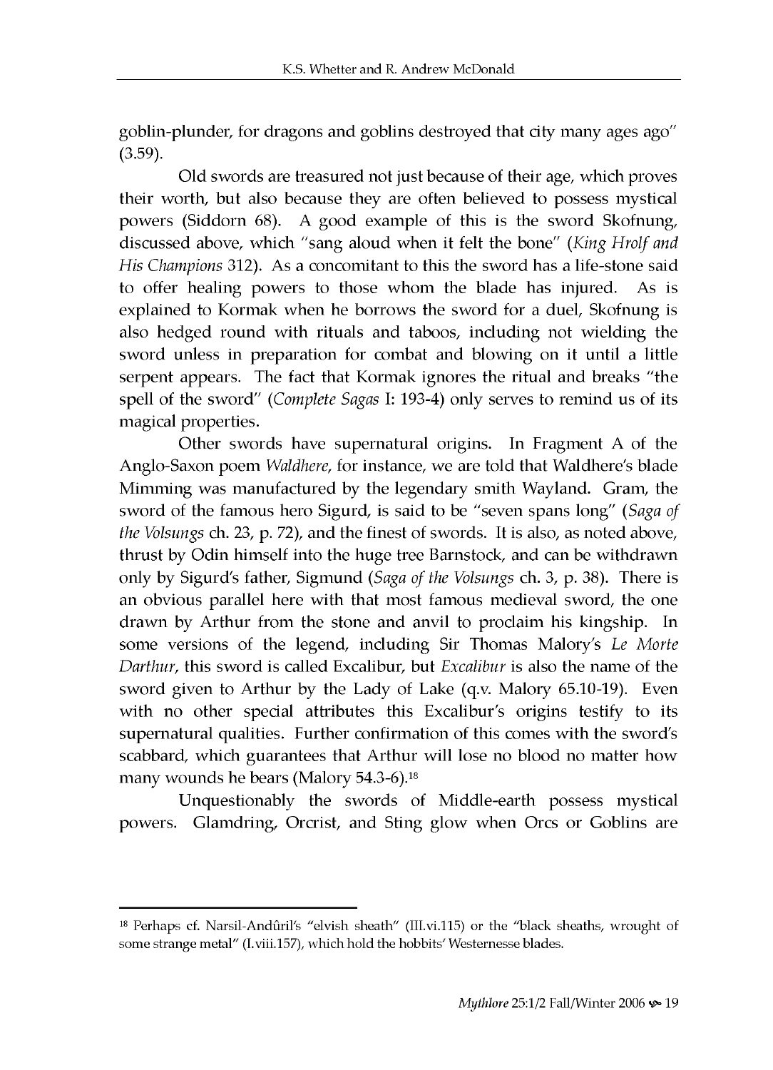goblin-plunder, for dragons and goblins destroyed that city many ages ago" (3.59).

Old swords are treasured not just because of their age, which proves their worth, but also because they are often believed to possess mystical powers (Siddorn 68). A good example of this is the sword Skofnung, discussed above, which "sang aloud when it felt the bone" (*King Hrolf and His Champions* 312). As a concomitant to this the sword has a life-stone said to offer healing powers to those whom the blade has injured. As is explained to Kormak when he borrows the sword for a duel, Skofnung is also hedged round with rituals and taboos, including not wielding the sword unless in preparation for combat and blowing on it until a little serpent appears. The fact that Kormak ignores the ritual and breaks "the spell of the sword" (*Complete Sagas* I: 193-4) only serves to remind us of its magical properties.

Other swords have supernatural origins. In Fragment A of the Anglo-Saxon poem *Waldhere*, for instance, we are told that Waldhere's blade Mimming was manufactured by the legendary smith Wayland. Gram, the sword of the famous hero Sigurd, is said to be "seven spans long" (*Saga of the Volsungs* ch. 23, p. 72), and the finest of swords. It is also, as noted above, thrust by Odin himself into the huge tree Barnstock, and can be withdrawn only by Sigurd's father, Sigmund (*Saga of the Volsungs* ch. 3, p. 38). There is an obvious parallel here with that most famous medieval sword, the one drawn by Arthur from the stone and anvil to proclaim his kingship. In some versions of the legend, including Sir Thomas Malory's *Le Morte Darthur*, this sword is called Excalibur, but *Excalibur* is also the name of the sword given to Arthur by the Lady of Lake (q.v. Malory 65.10-19). Even with no other special attributes this Excalibur's origins testify to its supernatural qualities. Further confirmation of this comes with the sword's scabbard, which guarantees that Arthur will lose no blood no matter how many wounds he bears (Malory 54.3-6).[18]

Unquestionably the swords of Middle-earth possess mystical powers. Glamdring, Orcrist, and Sting glow when Orcs or Goblins are

---

[18] Perhaps cf. Narsil-Andúril's "elvish sheath" (III.vi.115) or the "black sheaths, wrought of some strange metal" (I.viii.157), which hold the hobbits' Westernesse blades.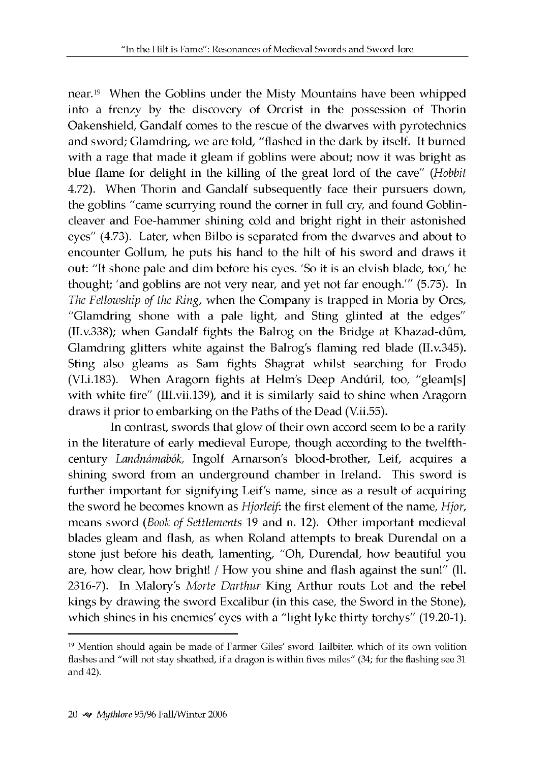near.[19] When the Goblins under the Misty Mountains have been whipped into a frenzy by the discovery of Orcrist in the possession of Thorin Oakenshield, Gandalf comes to the rescue of the dwarves with pyrotechnics and sword; Glamdring, we are told, "flashed in the dark by itself. It burned with a rage that made it gleam if goblins were about; now it was bright as blue flame for delight in the killing of the great lord of the cave" (*Hobbit* 4.72). When Thorin and Gandalf subsequently face their pursuers down, the goblins "came scurrying round the corner in full cry, and found Goblin-cleaver and Foe-hammer shining cold and bright right in their astonished eyes" (4.73). Later, when Bilbo is separated from the dwarves and about to encounter Gollum, he puts his hand to the hilt of his sword and draws it out: "It shone pale and dim before his eyes. 'So it is an elvish blade, too,' he thought; 'and goblins are not very near, and yet not far enough.'" (5.75). In *The Fellowship of the Ring*, when the Company is trapped in Moria by Orcs, "Glamdring shone with a pale light, and Sting glinted at the edges" (II.v.338); when Gandalf fights the Balrog on the Bridge at Khazad-dûm, Glamdring glitters white against the Balrog's flaming red blade (II.v.345). Sting also gleams as Sam fights Shagrat whilst searching for Frodo (VI.i.183). When Aragorn fights at Helm's Deep Andúril, too, "gleam[s] with white fire" (III.vii.139), and it is similarly said to shine when Aragorn draws it prior to embarking on the Paths of the Dead (V.ii.55).

In contrast, swords that glow of their own accord seem to be a rarity in the literature of early medieval Europe, though according to the twelfth-century *Landnámabók*, Ingolf Arnarson's blood-brother, Leif, acquires a shining sword from an underground chamber in Ireland. This sword is further important for signifying Leif's name, since as a result of acquiring the sword he becomes known as *Hjorleif*: the first element of the name, *Hjor*, means sword (*Book of Settlements* 19 and n. 12). Other important medieval blades gleam and flash, as when Roland attempts to break Durendal on a stone just before his death, lamenting, "Oh, Durendal, how beautiful you are, how clear, how bright! / How you shine and flash against the sun!" (ll. 2316-7). In Malory's *Morte Darthur* King Arthur routs Lot and the rebel kings by drawing the sword Excalibur (in this case, the Sword in the Stone), which shines in his enemies' eyes with a "light lyke thirty torchys" (19.20-1).

---

[19] Mention should again be made of Farmer Giles' sword Tailbiter, which of its own volition flashes and "will not stay sheathed, if a dragon is within fives miles" (34; for the flashing see 31 and 42).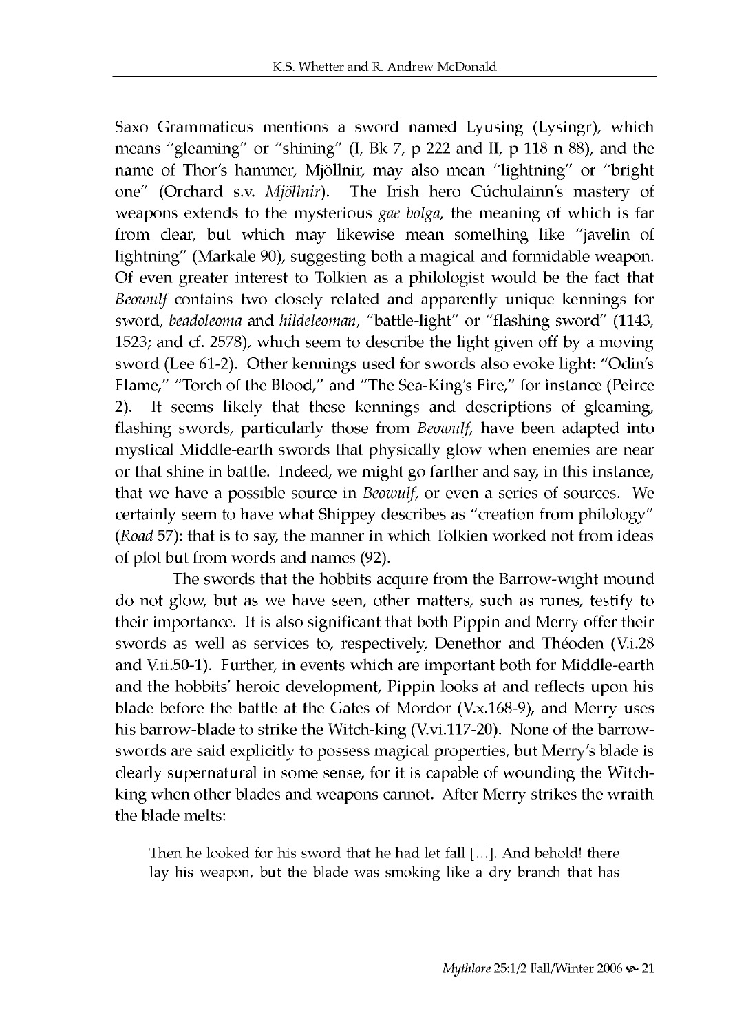Saxo Grammaticus mentions a sword named Lyusing (Lysingr), which means "gleaming" or "shining" (I, Bk 7, p 222 and II, p 118 n 88), and the name of Thor's hammer, Mjöllnir, may also mean "lightning" or "bright one" (Orchard s.v. *Mjöllnir*). The Irish hero Cúchulainn's mastery of weapons extends to the mysterious *gae bolga*, the meaning of which is far from clear, but which may likewise mean something like "javelin of lightning" (Markale 90), suggesting both a magical and formidable weapon. Of even greater interest to Tolkien as a philologist would be the fact that *Beowulf* contains two closely related and apparently unique kennings for sword, *beadoleoma* and *hildeleoman*, "battle-light" or "flashing sword" (1143, 1523; and cf. 2578), which seem to describe the light given off by a moving sword (Lee 61-2). Other kennings used for swords also evoke light: "Odin's Flame," "Torch of the Blood," and "The Sea-King's Fire," for instance (Peirce 2). It seems likely that these kennings and descriptions of gleaming, flashing swords, particularly those from *Beowulf*, have been adapted into mystical Middle-earth swords that physically glow when enemies are near or that shine in battle. Indeed, we might go farther and say, in this instance, that we have a possible source in *Beowulf*, or even a series of sources. We certainly seem to have what Shippey describes as "creation from philology" (*Road* 57): that is to say, the manner in which Tolkien worked not from ideas of plot but from words and names (92).

The swords that the hobbits acquire from the Barrow-wight mound do not glow, but as we have seen, other matters, such as runes, testify to their importance. It is also significant that both Pippin and Merry offer their swords as well as services to, respectively, Denethor and Théoden (V.i.28 and V.ii.50-1). Further, in events which are important both for Middle-earth and the hobbits' heroic development, Pippin looks at and reflects upon his blade before the battle at the Gates of Mordor (V.x.168-9), and Merry uses his barrow-blade to strike the Witch-king (V.vi.117-20). None of the barrow-swords are said explicitly to possess magical properties, but Merry's blade is clearly supernatural in some sense, for it is capable of wounding the Witch-king when other blades and weapons cannot. After Merry strikes the wraith the blade melts:

> Then he looked for his sword that he had let fall [...]. And behold! there lay his weapon, but the blade was smoking like a dry branch that has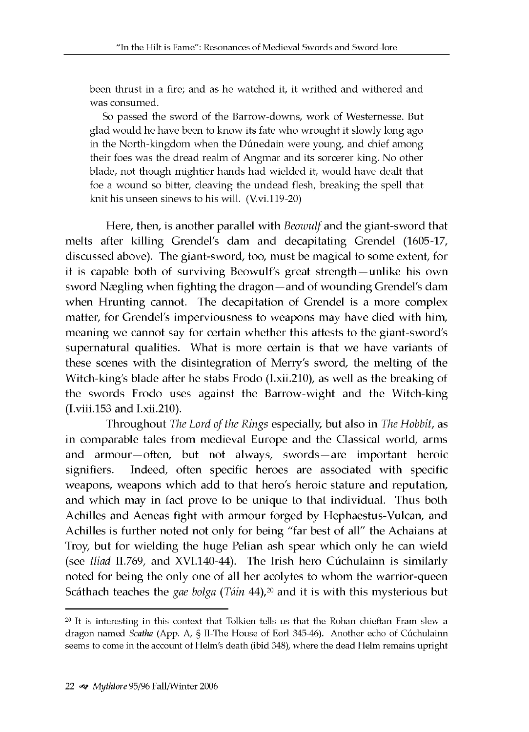> been thrust in a fire; and as he watched it, it writhed and withered and was consumed.
>
> So passed the sword of the Barrow-downs, work of Westernesse. But glad would he have been to know its fate who wrought it slowly long ago in the North-kingdom when the Dúnedain were young, and chief among their foes was the dread realm of Angmar and its sorcerer king. No other blade, not though mightier hands had wielded it, would have dealt that foe a wound so bitter, cleaving the undead flesh, breaking the spell that knit his unseen sinews to his will. (V.vi.119-20)

Here, then, is another parallel with *Beowulf* and the giant-sword that melts after killing Grendel's dam and decapitating Grendel (1605-17, discussed above). The giant-sword, too, must be magical to some extent, for it is capable both of surviving Beowulf's great strength—unlike his own sword Nægling when fighting the dragon—and of wounding Grendel's dam when Hrunting cannot. The decapitation of Grendel is a more complex matter, for Grendel's imperviousness to weapons may have died with him, meaning we cannot say for certain whether this attests to the giant-sword's supernatural qualities. What is more certain is that we have variants of these scenes with the disintegration of Merry's sword, the melting of the Witch-king's blade after he stabs Frodo (I.xii.210), as well as the breaking of the swords Frodo uses against the Barrow-wight and the Witch-king (I.viii.153 and I.xii.210).

Throughout *The Lord of the Rings* especially, but also in *The Hobbit*, as in comparable tales from medieval Europe and the Classical world, arms and armour—often, but not always, swords—are important heroic signifiers. Indeed, often specific heroes are associated with specific weapons, weapons which add to that hero's heroic stature and reputation, and which may in fact prove to be unique to that individual. Thus both Achilles and Aeneas fight with armour forged by Hephaestus-Vulcan, and Achilles is further noted not only for being "far best of all" the Achaians at Troy, but for wielding the huge Pelian ash spear which only he can wield (see *Iliad* II.769, and XVI.140-44). The Irish hero Cúchulainn is similarly noted for being the only one of all her acolytes to whom the warrior-queen Scáthach teaches the *gae bolga* (*Táin* 44),[20] and it is with this mysterious but

---

[20] It is interesting in this context that Tolkien tells us that the Rohan chieftan Fram slew a dragon named *Scatha* (App. A, § II-The House of Eorl 345-46). Another echo of Cúchulainn seems to come in the account of Helm's death (ibid 348), where the dead Helm remains upright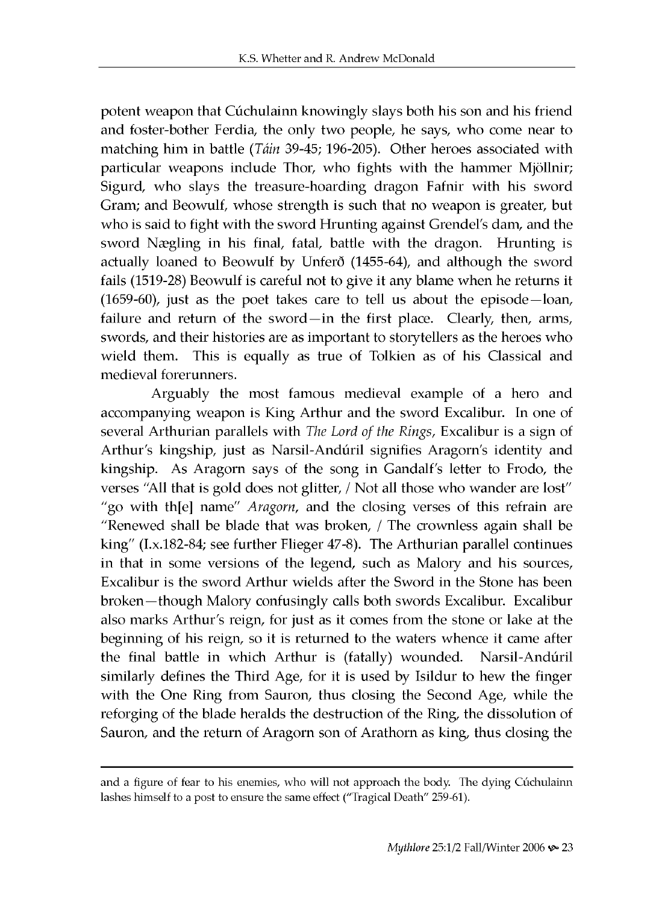potent weapon that Cúchulainn knowingly slays both his son and his friend and foster-bother Ferdia, the only two people, he says, who come near to matching him in battle (*Táin* 39-45; 196-205). Other heroes associated with particular weapons include Thor, who fights with the hammer Mjöllnir; Sigurd, who slays the treasure-hoarding dragon Fafnir with his sword Gram; and Beowulf, whose strength is such that no weapon is greater, but who is said to fight with the sword Hrunting against Grendel's dam, and the sword Nægling in his final, fatal, battle with the dragon. Hrunting is actually loaned to Beowulf by Unferð (1455-64), and although the sword fails (1519-28) Beowulf is careful not to give it any blame when he returns it (1659-60), just as the poet takes care to tell us about the episode—loan, failure and return of the sword—in the first place. Clearly, then, arms, swords, and their histories are as important to storytellers as the heroes who wield them. This is equally as true of Tolkien as of his Classical and medieval forerunners.

Arguably the most famous medieval example of a hero and accompanying weapon is King Arthur and the sword Excalibur. In one of several Arthurian parallels with *The Lord of the Rings*, Excalibur is a sign of Arthur's kingship, just as Narsil-Andúril signifies Aragorn's identity and kingship. As Aragorn says of the song in Gandalf's letter to Frodo, the verses "All that is gold does not glitter, / Not all those who wander are lost" "go with th[e] name" *Aragorn*, and the closing verses of this refrain are "Renewed shall be blade that was broken, / The crownless again shall be king" (I.x.182-84; see further Flieger 47-8). The Arthurian parallel continues in that in some versions of the legend, such as Malory and his sources, Excalibur is the sword Arthur wields after the Sword in the Stone has been broken—though Malory confusingly calls both swords Excalibur. Excalibur also marks Arthur's reign, for just as it comes from the stone or lake at the beginning of his reign, so it is returned to the waters whence it came after the final battle in which Arthur is (fatally) wounded. Narsil-Andúril similarly defines the Third Age, for it is used by Isildur to hew the finger with the One Ring from Sauron, thus closing the Second Age, while the reforging of the blade heralds the destruction of the Ring, the dissolution of Sauron, and the return of Aragorn son of Arathorn as king, thus closing the

---

and a figure of fear to his enemies, who will not approach the body. The dying Cúchulainn lashes himself to a post to ensure the same effect ("Tragical Death" 259-61).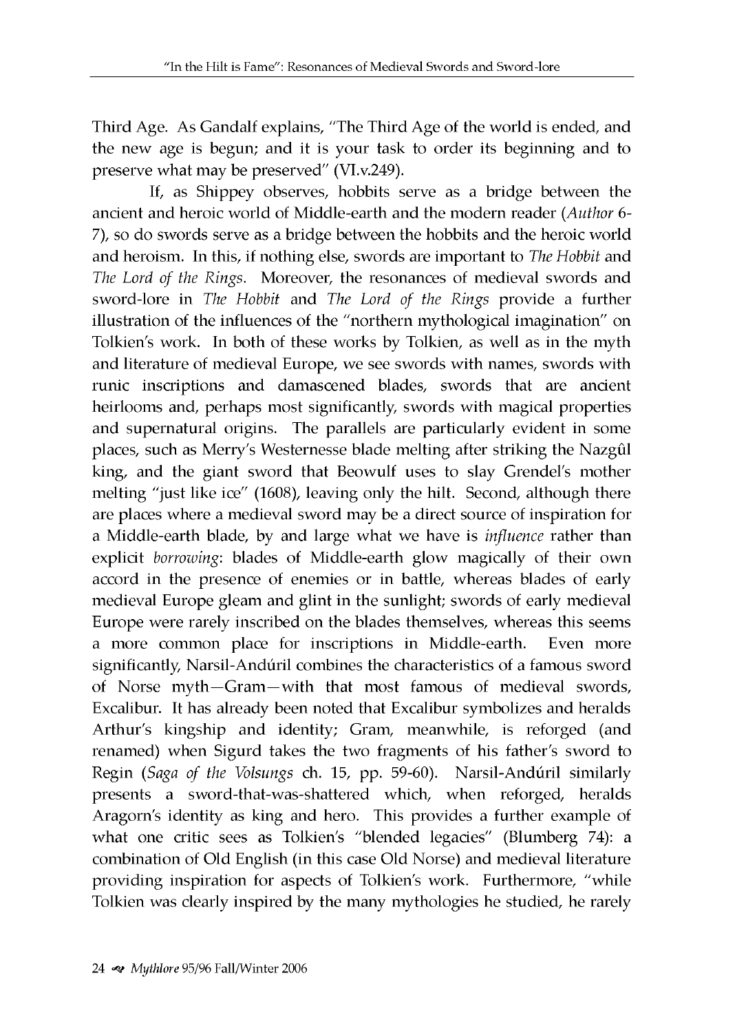Third Age. As Gandalf explains, "The Third Age of the world is ended, and the new age is begun; and it is your task to order its beginning and to preserve what may be preserved" (VI.v.249).

If, as Shippey observes, hobbits serve as a bridge between the ancient and heroic world of Middle-earth and the modern reader (*Author* 6-7), so do swords serve as a bridge between the hobbits and the heroic world and heroism. In this, if nothing else, swords are important to *The Hobbit* and *The Lord of the Rings*. Moreover, the resonances of medieval swords and sword-lore in *The Hobbit* and *The Lord of the Rings* provide a further illustration of the influences of the "northern mythological imagination" on Tolkien's work. In both of these works by Tolkien, as well as in the myth and literature of medieval Europe, we see swords with names, swords with runic inscriptions and damascened blades, swords that are ancient heirlooms and, perhaps most significantly, swords with magical properties and supernatural origins. The parallels are particularly evident in some places, such as Merry's Westernesse blade melting after striking the Nazgûl king, and the giant sword that Beowulf uses to slay Grendel's mother melting "just like ice" (1608), leaving only the hilt. Second, although there are places where a medieval sword may be a direct source of inspiration for a Middle-earth blade, by and large what we have is *influence* rather than explicit *borrowing*: blades of Middle-earth glow magically of their own accord in the presence of enemies or in battle, whereas blades of early medieval Europe gleam and glint in the sunlight; swords of early medieval Europe were rarely inscribed on the blades themselves, whereas this seems a more common place for inscriptions in Middle-earth. Even more significantly, Narsil-Andúril combines the characteristics of a famous sword of Norse myth—Gram—with that most famous of medieval swords, Excalibur. It has already been noted that Excalibur symbolizes and heralds Arthur's kingship and identity; Gram, meanwhile, is reforged (and renamed) when Sigurd takes the two fragments of his father's sword to Regin (*Saga of the Volsungs* ch. 15, pp. 59-60). Narsil-Andúril similarly presents a sword-that-was-shattered which, when reforged, heralds Aragorn's identity as king and hero. This provides a further example of what one critic sees as Tolkien's "blended legacies" (Blumberg 74): a combination of Old English (in this case Old Norse) and medieval literature providing inspiration for aspects of Tolkien's work. Furthermore, "while Tolkien was clearly inspired by the many mythologies he studied, he rarely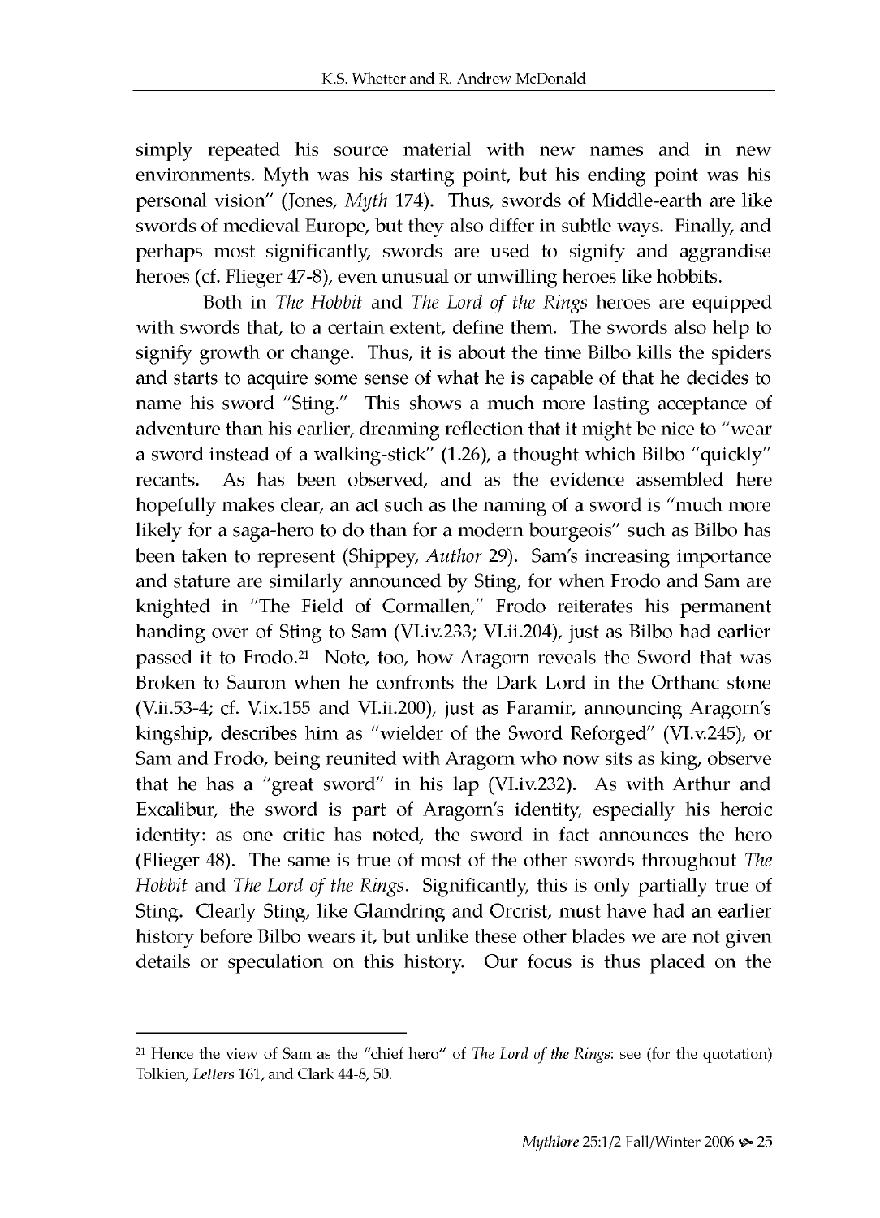simply repeated his source material with new names and in new environments. Myth was his starting point, but his ending point was his personal vision" (Jones, *Myth* 174). Thus, swords of Middle-earth are like swords of medieval Europe, but they also differ in subtle ways. Finally, and perhaps most significantly, swords are used to signify and aggrandise heroes (cf. Flieger 47-8), even unusual or unwilling heroes like hobbits.

Both in *The Hobbit* and *The Lord of the Rings* heroes are equipped with swords that, to a certain extent, define them. The swords also help to signify growth or change. Thus, it is about the time Bilbo kills the spiders and starts to acquire some sense of what he is capable of that he decides to name his sword "Sting." This shows a much more lasting acceptance of adventure than his earlier, dreaming reflection that it might be nice to "wear a sword instead of a walking-stick" (1.26), a thought which Bilbo "quickly" recants. As has been observed, and as the evidence assembled here hopefully makes clear, an act such as the naming of a sword is "much more likely for a saga-hero to do than for a modern bourgeois" such as Bilbo has been taken to represent (Shippey, *Author* 29). Sam's increasing importance and stature are similarly announced by Sting, for when Frodo and Sam are knighted in "The Field of Cormallen," Frodo reiterates his permanent handing over of Sting to Sam (VI.iv.233; VI.ii.204), just as Bilbo had earlier passed it to Frodo.[21] Note, too, how Aragorn reveals the Sword that was Broken to Sauron when he confronts the Dark Lord in the Orthanc stone (V.ii.53-4; cf. V.ix.155 and VI.ii.200), just as Faramir, announcing Aragorn's kingship, describes him as "wielder of the Sword Reforged" (VI.v.245), or Sam and Frodo, being reunited with Aragorn who now sits as king, observe that he has a "great sword" in his lap (VI.iv.232). As with Arthur and Excalibur, the sword is part of Aragorn's identity, especially his heroic identity: as one critic has noted, the sword in fact announces the hero (Flieger 48). The same is true of most of the other swords throughout *The Hobbit* and *The Lord of the Rings*. Significantly, this is only partially true of Sting. Clearly Sting, like Glamdring and Orcrist, must have had an earlier history before Bilbo wears it, but unlike these other blades we are not given details or speculation on this history. Our focus is thus placed on the

[21] Hence the view of Sam as the "chief hero" of *The Lord of the Rings*: see (for the quotation) Tolkien, *Letters* 161, and Clark 44-8, 50.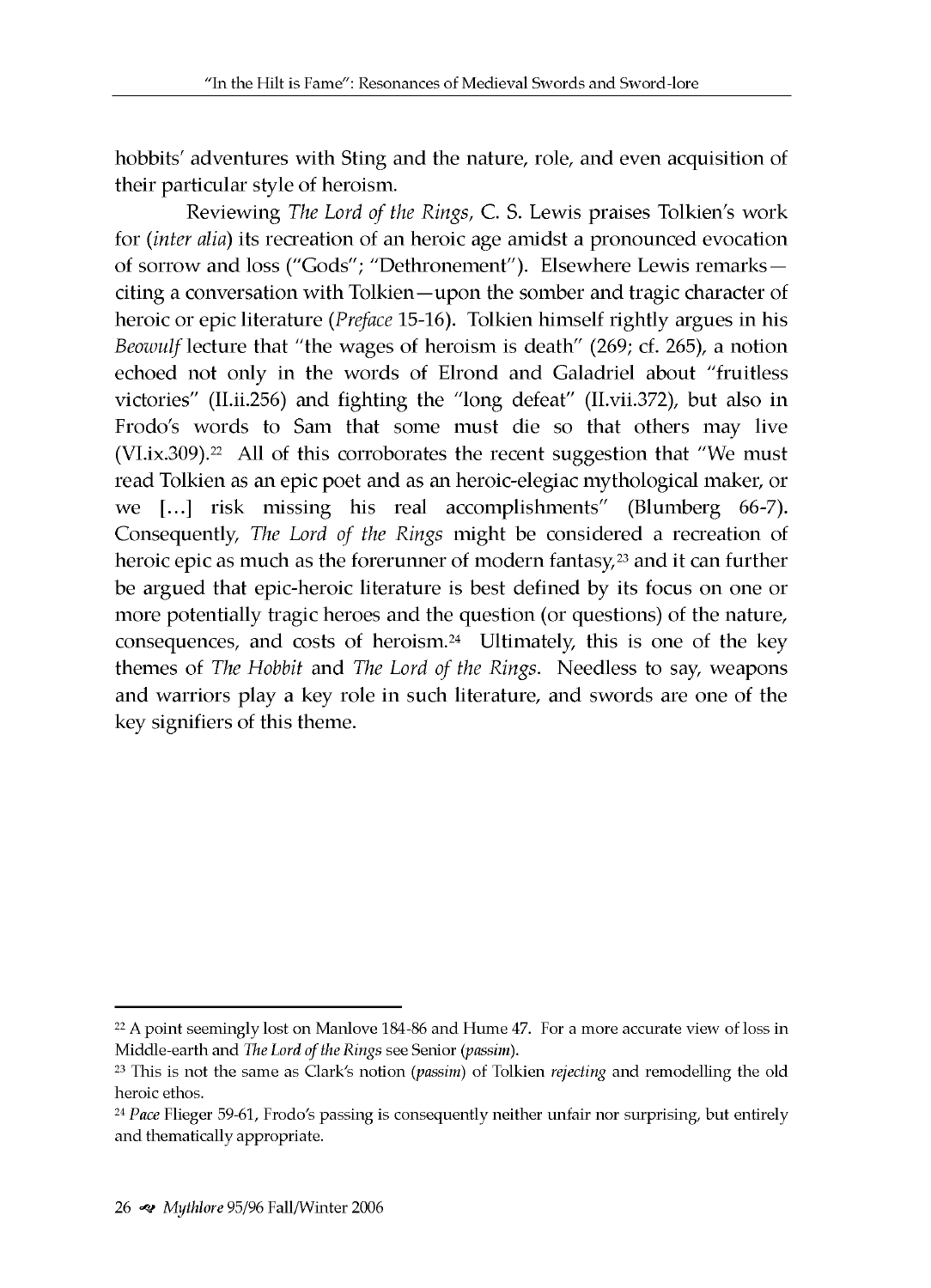hobbits' adventures with Sting and the nature, role, and even acquisition of their particular style of heroism.

Reviewing *The Lord of the Rings*, C. S. Lewis praises Tolkien's work for (*inter alia*) its recreation of an heroic age amidst a pronounced evocation of sorrow and loss ("Gods"; "Dethronement"). Elsewhere Lewis remarks—citing a conversation with Tolkien—upon the somber and tragic character of heroic or epic literature (*Preface* 15-16). Tolkien himself rightly argues in his *Beowulf* lecture that "the wages of heroism is death" (269; cf. 265), a notion echoed not only in the words of Elrond and Galadriel about "fruitless victories" (II.ii.256) and fighting the "long defeat" (II.vii.372), but also in Frodo's words to Sam that some must die so that others may live (VI.ix.309).[22] All of this corroborates the recent suggestion that "We must read Tolkien as an epic poet and as an heroic-elegiac mythological maker, or we […] risk missing his real accomplishments" (Blumberg 66-7). Consequently, *The Lord of the Rings* might be considered a recreation of heroic epic as much as the forerunner of modern fantasy,[23] and it can further be argued that epic-heroic literature is best defined by its focus on one or more potentially tragic heroes and the question (or questions) of the nature, consequences, and costs of heroism.[24] Ultimately, this is one of the key themes of *The Hobbit* and *The Lord of the Rings*. Needless to say, weapons and warriors play a key role in such literature, and swords are one of the key signifiers of this theme.

---

[22] A point seemingly lost on Manlove 184-86 and Hume 47. For a more accurate view of loss in Middle-earth and *The Lord of the Rings* see Senior (*passim*).

[23] This is not the same as Clark's notion (*passim*) of Tolkien *rejecting* and remodelling the old heroic ethos.

[24] *Pace* Flieger 59-61, Frodo's passing is consequently neither unfair nor surprising, but entirely and thematically appropriate.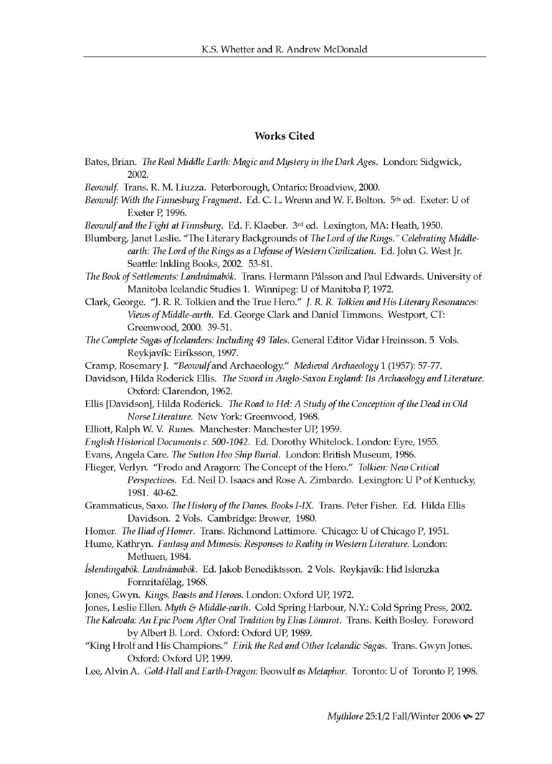## Works Cited

Bates, Brian. *The Real Middle Earth: Magic and Mystery in the Dark Ages*. London: Sidgwick, 2002.

*Beowulf*. Trans. R. M. Liuzza. Peterborough, Ontario: Broadview, 2000.

*Beowulf: With the Finnesburg Fragment*. Ed. C. L. Wrenn and W. F. Bolton. 5th ed. Exeter: U of Exeter P, 1996.

*Beowulf and the Fight at Finnsburg*. Ed. F. Klaeber. 3rd ed. Lexington, MA: Heath, 1950.

Blumberg, Janet Leslie. "The Literary Backgrounds of *The Lord of the Rings*." *Celebrating Middle-earth: The Lord of the Rings as a Defense of Western Civilization*. Ed. John G. West Jr. Seattle: Inkling Books, 2002. 53-81.

*The Book of Settlements: Landnámabók*. Trans. Hermann Pálsson and Paul Edwards. University of Manitoba Icelandic Studies 1. Winnipeg: U of Manitoba P, 1972.

Clark, George. "J. R. R. Tolkien and the True Hero." *J. R. R. Tolkien and His Literary Resonances: Views of Middle-earth*. Ed. George Clark and Daniel Timmons. Westport, CT: Greenwood, 2000. 39-51.

*The Complete Sagas of Icelanders: Including 49 Tales*. General Editor Viðar Hreinsson. 5 Vols. Reykjavík: Eiríksson, 1997.

Cramp, Rosemary J. "*Beowulf* and Archaeology." *Medieval Archaeology* 1 (1957): 57-77.

Davidson, Hilda Roderick Ellis. *The Sword in Anglo-Saxon England: Its Archaeology and Literature*. Oxford: Clarendon, 1962.

Ellis [Davidson], Hilda Roderick. *The Road to Hel: A Study of the Conception of the Dead in Old Norse Literature*. New York: Greenwood, 1968.

Elliott, Ralph W. V. *Runes*. Manchester: Manchester UP, 1959.

*English Historical Documents c. 500-1042*. Ed. Dorothy Whitelock. London: Eyre, 1955.

Evans, Angela Care. *The Sutton Hoo Ship Burial*. London: British Museum, 1986.

Flieger, Verlyn. "Frodo and Aragorn: The Concept of the Hero." *Tolkien: New Critical Perspectives*. Ed. Neil D. Isaacs and Rose A. Zimbardo. Lexington: U P of Kentucky, 1981. 40-62.

Grammaticus, Saxo. *The History of the Danes. Books I-IX*. Trans. Peter Fisher. Ed. Hilda Ellis Davidson. 2 Vols. Cambridge: Brewer, 1980.

Homer. *The Iliad of Homer*. Trans. Richmond Lattimore. Chicago: U of Chicago P, 1951.

Hume, Kathryn. *Fantasy and Mimesis: Responses to Reality in Western Literature*. London: Methuen, 1984.

*Íslendingabók. Landnámabók*. Ed. Jakob Benediktsson. 2 Vols. Reykjavík: Hið Islenzka Fornritafélag, 1968.

Jones, Gwyn. *Kings, Beasts and Heroes*. London: Oxford UP, 1972.

Jones, Leslie Ellen. *Myth & Middle-earth*. Cold Spring Harbour, N.Y.: Cold Spring Press, 2002.

*The Kalevala: An Epic Poem After Oral Tradition by Elias Lönnrot*. Trans. Keith Bosley. Foreword by Albert B. Lord. Oxford: Oxford UP, 1989.

"King Hrolf and His Champions." *Eirik the Red and Other Icelandic Sagas*. Trans. Gwyn Jones. Oxford: Oxford UP, 1999.

Lee, Alvin A. *Gold-Hall and Earth-Dragon:* Beowulf *as Metaphor*. Toronto: U of Toronto P, 1998.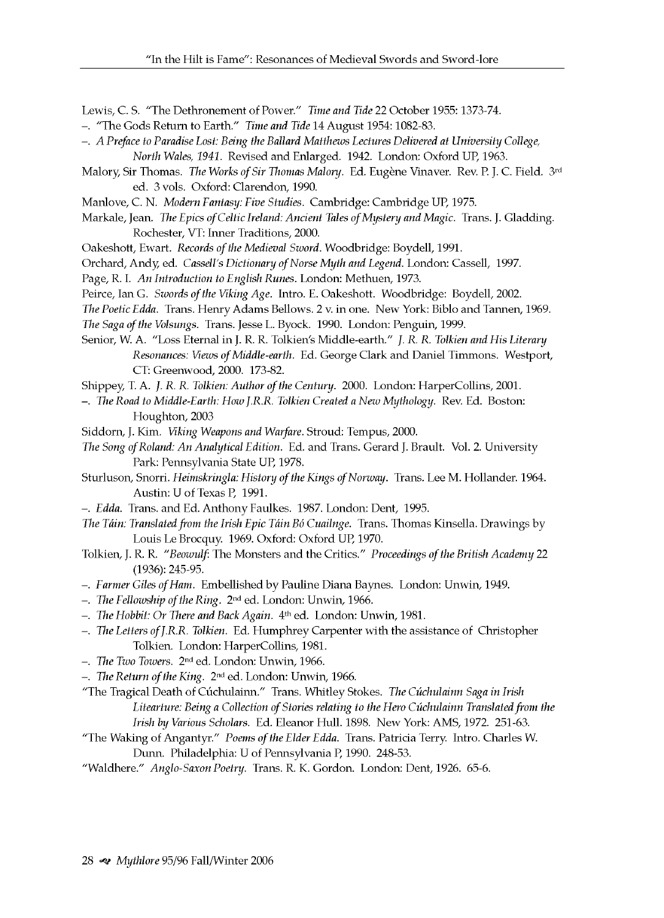Lewis, C. S. "The Dethronement of Power." *Time and Tide* 22 October 1955: 1373-74.

–. "The Gods Return to Earth." *Time and Tide* 14 August 1954: 1082-83.

–. *A Preface to Paradise Lost: Being the Ballard Matthews Lectures Delivered at University College, North Wales, 1941.* Revised and Enlarged. 1942. London: Oxford UP, 1963.

Malory, Sir Thomas. *The Works of Sir Thomas Malory.* Ed. Eugène Vinaver. Rev. P. J. C. Field. 3rd ed. 3 vols. Oxford: Clarendon, 1990.

Manlove, C. N. *Modern Fantasy: Five Studies.* Cambridge: Cambridge UP, 1975.

Markale, Jean. *The Epics of Celtic Ireland: Ancient Tales of Mystery and Magic.* Trans. J. Gladding. Rochester, VT: Inner Traditions, 2000.

Oakeshott, Ewart. *Records of the Medieval Sword.* Woodbridge: Boydell, 1991.

Orchard, Andy, ed. *Cassell's Dictionary of Norse Myth and Legend.* London: Cassell, 1997.

Page, R. I. *An Introduction to English Runes.* London: Methuen, 1973.

Peirce, Ian G. *Swords of the Viking Age.* Intro. E. Oakeshott. Woodbridge: Boydell, 2002.

*The Poetic Edda.* Trans. Henry Adams Bellows. 2 v. in one. New York: Biblo and Tannen, 1969.

*The Saga of the Volsungs.* Trans. Jesse L. Byock. 1990. London: Penguin, 1999.

Senior, W. A. "Loss Eternal in J. R. R. Tolkien's Middle-earth." *J. R. R. Tolkien and His Literary Resonances: Views of Middle-earth.* Ed. George Clark and Daniel Timmons. Westport, CT: Greenwood, 2000. 173-82.

Shippey, T. A. *J. R. R. Tolkien: Author of the Century.* 2000. London: HarperCollins, 2001.

–. *The Road to Middle-Earth: How J.R.R. Tolkien Created a New Mythology.* Rev. Ed. Boston: Houghton, 2003

Siddorn, J. Kim. *Viking Weapons and Warfare.* Stroud: Tempus, 2000.

*The Song of Roland: An Analytical Edition.* Ed. and Trans. Gerard J. Brault. Vol. 2. University Park: Pennsylvania State UP, 1978.

Sturluson, Snorri. *Heimskringla: History of the Kings of Norway.* Trans. Lee M. Hollander. 1964. Austin: U of Texas P, 1991.

–. *Edda.* Trans. and Ed. Anthony Faulkes. 1987. London: Dent, 1995.

*The Táin: Translated from the Irish Epic Táin Bó Cuailnge.* Trans. Thomas Kinsella. Drawings by Louis Le Brocquy. 1969. Oxford: Oxford UP, 1970.

Tolkien, J. R. R. "*Beowulf*: The Monsters and the Critics." *Proceedings of the British Academy* 22 (1936): 245-95.

–. *Farmer Giles of Ham.* Embellished by Pauline Diana Baynes. London: Unwin, 1949.

–. *The Fellowship of the Ring.* 2nd ed. London: Unwin, 1966.

–. *The Hobbit: Or There and Back Again.* 4th ed. London: Unwin, 1981.

–. *The Letters of J.R.R. Tolkien.* Ed. Humphrey Carpenter with the assistance of Christopher Tolkien. London: HarperCollins, 1981.

–. *The Two Towers.* 2nd ed. London: Unwin, 1966.

–. *The Return of the King.* 2nd ed. London: Unwin, 1966.

"The Tragical Death of Cúchulainn." Trans. Whitley Stokes. *The Cúchulainn Saga in Irish Litearture: Being a Collection of Stories relating to the Hero Cúchulainn Translated from the Irish by Various Scholars.* Ed. Eleanor Hull. 1898. New York: AMS, 1972. 251-63.

"The Waking of Angantyr." *Poems of the Elder Edda.* Trans. Patricia Terry. Intro. Charles W. Dunn. Philadelphia: U of Pennsylvania P, 1990. 248-53.

"Waldhere." *Anglo-Saxon Poetry.* Trans. R. K. Gordon. London: Dent, 1926. 65-6.